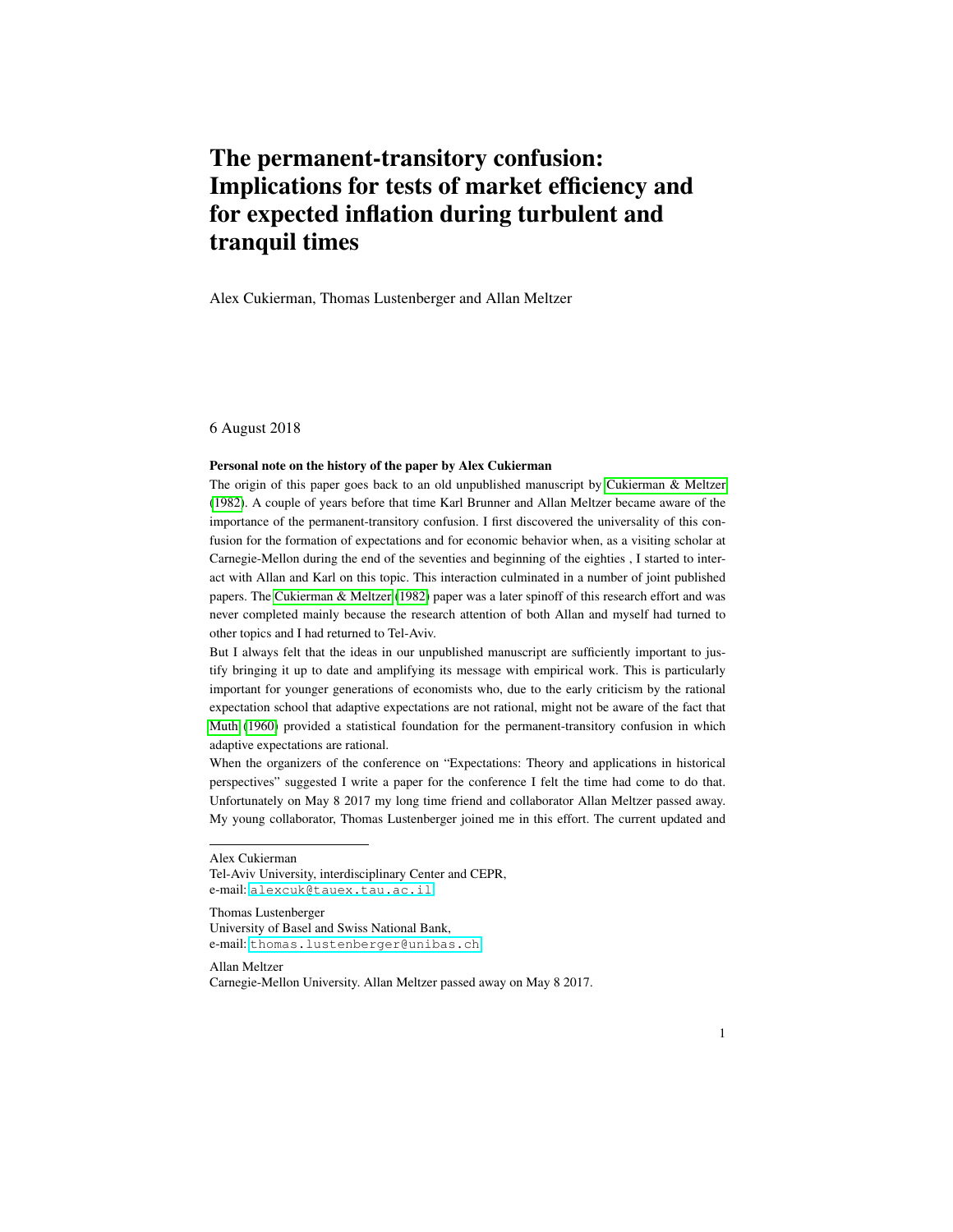# The permanent-transitory confusion: Implications for tests of market efficiency and for expected inflation during turbulent and tranquil times

Alex Cukierman, Thomas Lustenberger and Allan Meltzer

6 August 2018

**Personal note on the history of the paper by Alex Cukierman**

The origin of this paper goes back to an old unpublished manuscript by Cukierman & Meltzer (1982). A couple of years before that time Karl Brunner and Allan Meltzer became aware of the importance of the permanent-transitory confusion. I first discovered the universality of this confusion for the formation of expectations and for economic behavior when, as a visiting scholar at Carnegie-Mellon during the end of the seventies and beginning of the eighties , I started to interact with Allan and Karl on this topic. This interaction culminated in a number of joint published papers. The Cukierman & Meltzer (1982) paper was a later spinoff of this research effort and was never completed mainly because the research attention of both Allan and myself had turned to other topics and I had returned to Tel-Aviv.

But I always felt that the ideas in our unpublished manuscript are sufficiently important to justify bringing it up to date and amplifying its message with empirical work. This is particularly important for younger generations of economists who, due to the early criticism by the rational expectation school that adaptive expectations are not rational, might not be aware of the fact that Muth (1960) provided a statistical foundation for the permanent-transitory confusion in which adaptive expectations are rational.

When the organizers of the conference on "Expectations: Theory and applications in historical perspectives" suggested I write a paper for the conference I felt the time had come to do that. Unfortunately on May 8 2017 my long time friend and collaborator Allan Meltzer passed away. My young collaborator, Thomas Lustenberger joined me in this effort. The current updated and

---

Alex Cukierman
Tel-Aviv University, interdisciplinary Center and CEPR,
e-mail: alexcuk@tauex.tau.ac.il

Thomas Lustenberger
University of Basel and Swiss National Bank,
e-mail: thomas.lustenberger@unibas.ch

Allan Meltzer
Carnegie-Mellon University. Allan Meltzer passed away on May 8 2017.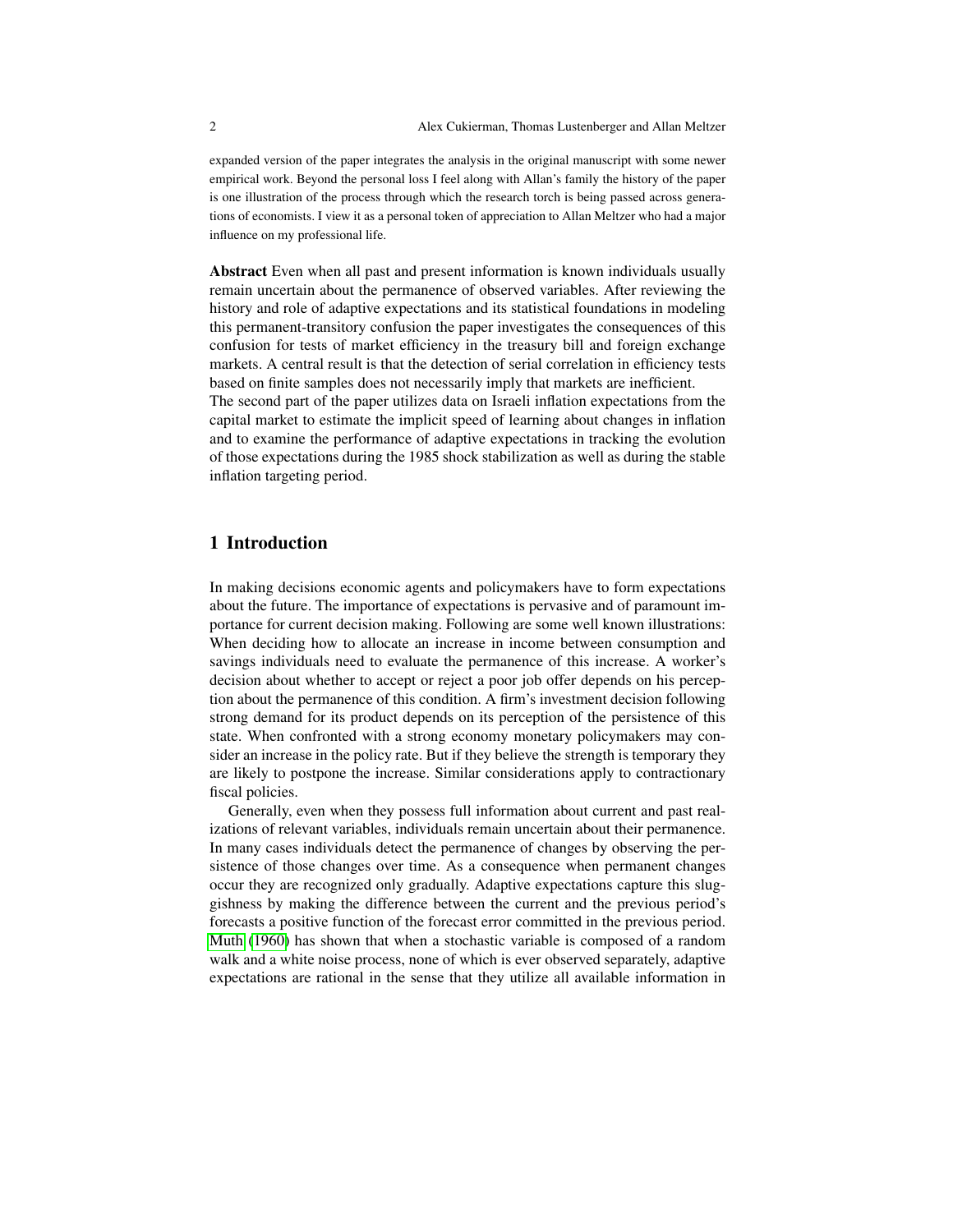expanded version of the paper integrates the analysis in the original manuscript with some newer empirical work. Beyond the personal loss I feel along with Allan's family the history of the paper is one illustration of the process through which the research torch is being passed across generations of economists. I view it as a personal token of appreciation to Allan Meltzer who had a major influence on my professional life.

**Abstract** Even when all past and present information is known individuals usually remain uncertain about the permanence of observed variables. After reviewing the history and role of adaptive expectations and its statistical foundations in modeling this permanent-transitory confusion the paper investigates the consequences of this confusion for tests of market efficiency in the treasury bill and foreign exchange markets. A central result is that the detection of serial correlation in efficiency tests based on finite samples does not necessarily imply that markets are inefficient.
The second part of the paper utilizes data on Israeli inflation expectations from the capital market to estimate the implicit speed of learning about changes in inflation and to examine the performance of adaptive expectations in tracking the evolution of those expectations during the 1985 shock stabilization as well as during the stable inflation targeting period.

## 1 Introduction

In making decisions economic agents and policymakers have to form expectations about the future. The importance of expectations is pervasive and of paramount importance for current decision making. Following are some well known illustrations: When deciding how to allocate an increase in income between consumption and savings individuals need to evaluate the permanence of this increase. A worker's decision about whether to accept or reject a poor job offer depends on his perception about the permanence of this condition. A firm's investment decision following strong demand for its product depends on its perception of the persistence of this state. When confronted with a strong economy monetary policymakers may consider an increase in the policy rate. But if they believe the strength is temporary they are likely to postpone the increase. Similar considerations apply to contractionary fiscal policies.

Generally, even when they possess full information about current and past realizations of relevant variables, individuals remain uncertain about their permanence. In many cases individuals detect the permanence of changes by observing the persistence of those changes over time. As a consequence when permanent changes occur they are recognized only gradually. Adaptive expectations capture this sluggishness by making the difference between the current and the previous period's forecasts a positive function of the forecast error committed in the previous period. Muth (1960) has shown that when a stochastic variable is composed of a random walk and a white noise process, none of which is ever observed separately, adaptive expectations are rational in the sense that they utilize all available information in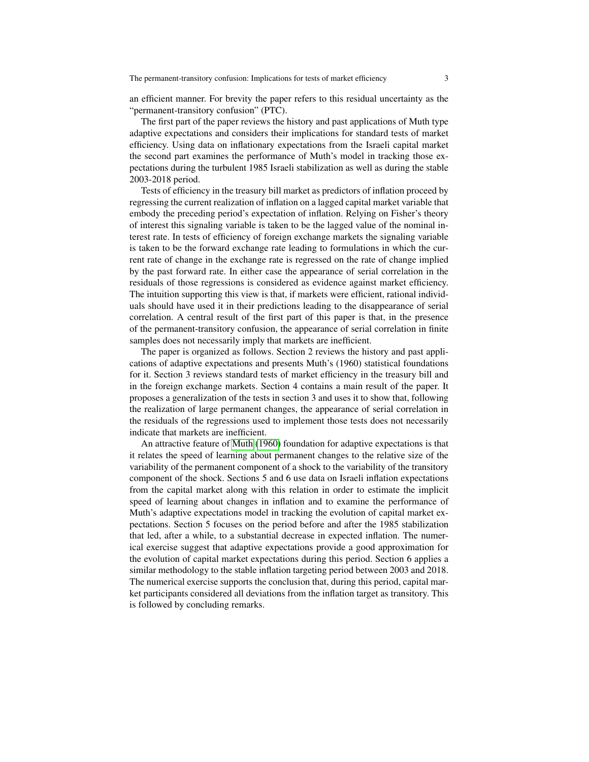an efficient manner. For brevity the paper refers to this residual uncertainty as the "permanent-transitory confusion" (PTC).

The first part of the paper reviews the history and past applications of Muth type adaptive expectations and considers their implications for standard tests of market efficiency. Using data on inflationary expectations from the Israeli capital market the second part examines the performance of Muth's model in tracking those expectations during the turbulent 1985 Israeli stabilization as well as during the stable 2003-2018 period.

Tests of efficiency in the treasury bill market as predictors of inflation proceed by regressing the current realization of inflation on a lagged capital market variable that embody the preceding period's expectation of inflation. Relying on Fisher's theory of interest this signaling variable is taken to be the lagged value of the nominal interest rate. In tests of efficiency of foreign exchange markets the signaling variable is taken to be the forward exchange rate leading to formulations in which the current rate of change in the exchange rate is regressed on the rate of change implied by the past forward rate. In either case the appearance of serial correlation in the residuals of those regressions is considered as evidence against market efficiency. The intuition supporting this view is that, if markets were efficient, rational individuals should have used it in their predictions leading to the disappearance of serial correlation. A central result of the first part of this paper is that, in the presence of the permanent-transitory confusion, the appearance of serial correlation in finite samples does not necessarily imply that markets are inefficient.

The paper is organized as follows. Section 2 reviews the history and past applications of adaptive expectations and presents Muth's (1960) statistical foundations for it. Section 3 reviews standard tests of market efficiency in the treasury bill and in the foreign exchange markets. Section 4 contains a main result of the paper. It proposes a generalization of the tests in section 3 and uses it to show that, following the realization of large permanent changes, the appearance of serial correlation in the residuals of the regressions used to implement those tests does not necessarily indicate that markets are inefficient.

An attractive feature of Muth (1960) foundation for adaptive expectations is that it relates the speed of learning about permanent changes to the relative size of the variability of the permanent component of a shock to the variability of the transitory component of the shock. Sections 5 and 6 use data on Israeli inflation expectations from the capital market along with this relation in order to estimate the implicit speed of learning about changes in inflation and to examine the performance of Muth's adaptive expectations model in tracking the evolution of capital market expectations. Section 5 focuses on the period before and after the 1985 stabilization that led, after a while, to a substantial decrease in expected inflation. The numerical exercise suggest that adaptive expectations provide a good approximation for the evolution of capital market expectations during this period. Section 6 applies a similar methodology to the stable inflation targeting period between 2003 and 2018. The numerical exercise supports the conclusion that, during this period, capital market participants considered all deviations from the inflation target as transitory. This is followed by concluding remarks.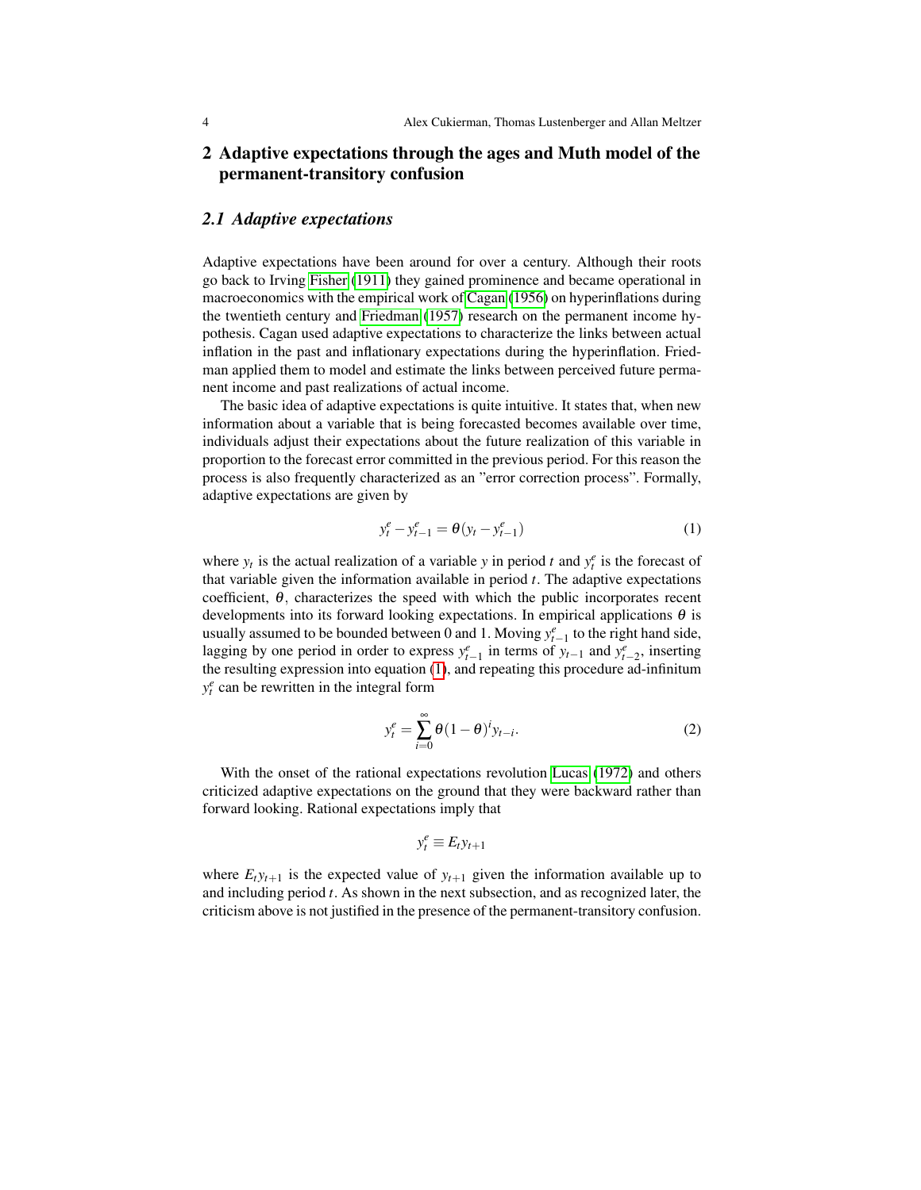## 2 Adaptive expectations through the ages and Muth model of the permanent-transitory confusion

### 2.1 Adaptive expectations

Adaptive expectations have been around for over a century. Although their roots go back to Irving Fisher (1911) they gained prominence and became operational in macroeconomics with the empirical work of Cagan (1956) on hyperinflations during the twentieth century and Friedman (1957) research on the permanent income hypothesis. Cagan used adaptive expectations to characterize the links between actual inflation in the past and inflationary expectations during the hyperinflation. Friedman applied them to model and estimate the links between perceived future permanent income and past realizations of actual income.

The basic idea of adaptive expectations is quite intuitive. It states that, when new information about a variable that is being forecasted becomes available over time, individuals adjust their expectations about the future realization of this variable in proportion to the forecast error committed in the previous period. For this reason the process is also frequently characterized as an "error correction process". Formally, adaptive expectations are given by

$$y_t^e - y_{t-1}^e = \theta(y_t - y_{t-1}^e) \tag{1}$$

where $y_t$ is the actual realization of a variable $y$ in period $t$ and $y_t^e$ is the forecast of that variable given the information available in period $t$. The adaptive expectations coefficient, $\theta$, characterizes the speed with which the public incorporates recent developments into its forward looking expectations. In empirical applications $\theta$ is usually assumed to be bounded between 0 and 1. Moving $y_{t-1}^e$ to the right hand side, lagging by one period in order to express $y_{t-1}^e$ in terms of $y_{t-1}$ and $y_{t-2}^e$, inserting the resulting expression into equation (1), and repeating this procedure ad-infinitum $y_t^e$ can be rewritten in the integral form

$$y_t^e = \sum_{i=0}^{\infty} \theta(1-\theta)^i y_{t-i}. \tag{2}$$

With the onset of the rational expectations revolution Lucas (1972) and others criticized adaptive expectations on the ground that they were backward rather than forward looking. Rational expectations imply that

$$y_t^e \equiv E_t y_{t+1}$$

where $E_t y_{t+1}$ is the expected value of $y_{t+1}$ given the information available up to and including period $t$. As shown in the next subsection, and as recognized later, the criticism above is not justified in the presence of the permanent-transitory confusion.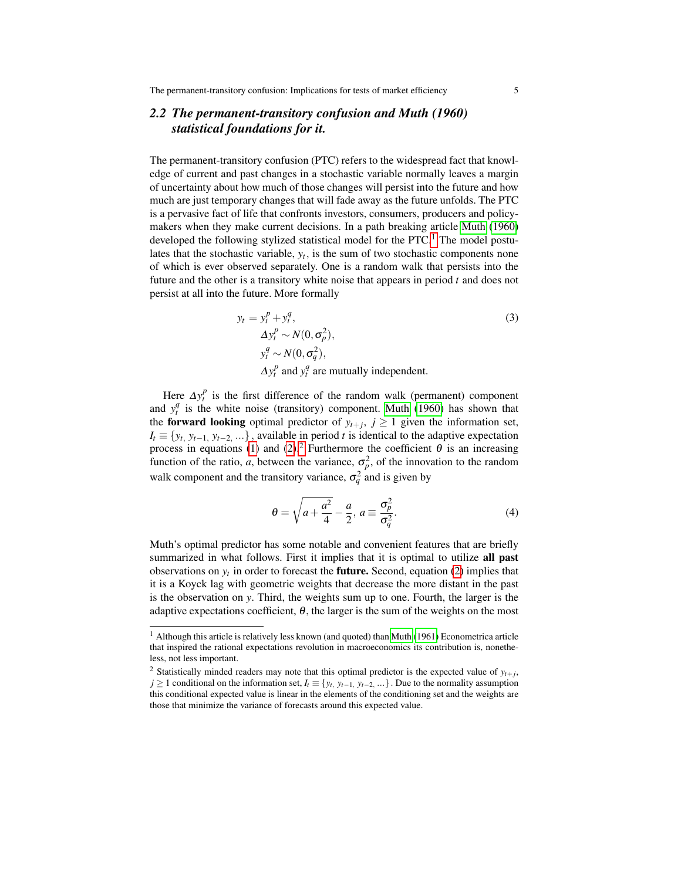## 2.2 *The permanent-transitory confusion and Muth (1960) statistical foundations for it.*

The permanent-transitory confusion (PTC) refers to the widespread fact that knowledge of current and past changes in a stochastic variable normally leaves a margin of uncertainty about how much of those changes will persist into the future and how much are just temporary changes that will fade away as the future unfolds. The PTC is a pervasive fact of life that confronts investors, consumers, producers and policymakers when they make current decisions. In a path breaking article Muth (1960) developed the following stylized statistical model for the PTC.[1] The model postulates that the stochastic variable, $y_t$, is the sum of two stochastic components none of which is ever observed separately. One is a random walk that persists into the future and the other is a transitory white noise that appears in period $t$ and does not persist at all into the future. More formally

$$
\begin{aligned}
y_t &= y_t^p + y_t^q, \\
&\quad \Delta y_t^p \sim N(0, \sigma_p^2), \\
&\quad y_t^q \sim N(0, \sigma_q^2), \\
&\quad \Delta y_t^p \text{ and } y_t^q \text{ are mutually independent.}
\end{aligned}
\tag{3}
$$

Here $\Delta y_t^p$ is the first difference of the random walk (permanent) component and $y_t^q$ is the white noise (transitory) component. Muth (1960) has shown that the **forward looking** optimal predictor of $y_{t+j},\ j \geq 1$ given the information set, $I_t \equiv \{y_{t,}\ y_{t-1,}\ y_{t-2,}\ ...\}$, available in period $t$ is identical to the adaptive expectation process in equations (1) and (2).[2] Furthermore the coefficient $\theta$ is an increasing function of the ratio, $a$, between the variance, $\sigma_p^2$, of the innovation to the random walk component and the transitory variance, $\sigma_q^2$ and is given by

$$
\theta = \sqrt{a + \frac{a^2}{4}} - \frac{a}{2},\ a \equiv \frac{\sigma_p^2}{\sigma_q^2}. \tag{4}
$$

Muth's optimal predictor has some notable and convenient features that are briefly summarized in what follows. First it implies that it is optimal to utilize **all past** observations on $y_t$ in order to forecast the **future.** Second, equation (2) implies that it is a Koyck lag with geometric weights that decrease the more distant in the past is the observation on $y$. Third, the weights sum up to one. Fourth, the larger is the adaptive expectations coefficient, $\theta$, the larger is the sum of the weights on the most

---

[1] Although this article is relatively less known (and quoted) than Muth (1961) Econometrica article that inspired the rational expectations revolution in macroeconomics its contribution is, nonetheless, not less important.

[2] Statistically minded readers may note that this optimal predictor is the expected value of $y_{t+j}$, $j \geq 1$ conditional on the information set, $I_t \equiv \{y_{t,}\ y_{t-1,}\ y_{t-2,}\ ...\}$. Due to the normality assumption this conditional expected value is linear in the elements of the conditioning set and the weights are those that minimize the variance of forecasts around this expected value.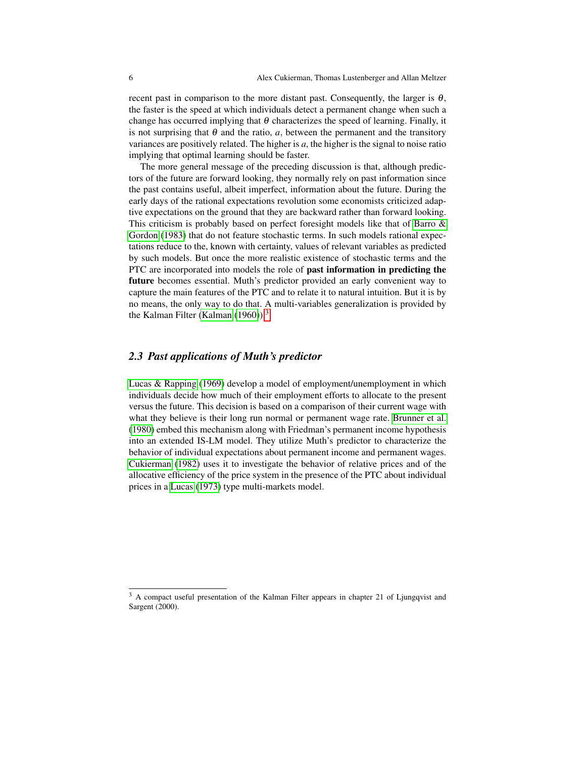recent past in comparison to the more distant past. Consequently, the larger is $\theta$, the faster is the speed at which individuals detect a permanent change when such a change has occurred implying that $\theta$ characterizes the speed of learning. Finally, it is not surprising that $\theta$ and the ratio, $a$, between the permanent and the transitory variances are positively related. The higher is $a$, the higher is the signal to noise ratio implying that optimal learning should be faster.

The more general message of the preceding discussion is that, although predictors of the future are forward looking, they normally rely on past information since the past contains useful, albeit imperfect, information about the future. During the early days of the rational expectations revolution some economists criticized adaptive expectations on the ground that they are backward rather than forward looking. This criticism is probably based on perfect foresight models like that of Barro & Gordon (1983) that do not feature stochastic terms. In such models rational expectations reduce to the, known with certainty, values of relevant variables as predicted by such models. But once the more realistic existence of stochastic terms and the PTC are incorporated into models the role of **past information in predicting the future** becomes essential. Muth's predictor provided an early convenient way to capture the main features of the PTC and to relate it to natural intuition. But it is by no means, the only way to do that. A multi-variables generalization is provided by the Kalman Filter (Kalman (1960)).[3]

### 2.3 Past applications of Muth's predictor

Lucas & Rapping (1969) develop a model of employment/unemployment in which individuals decide how much of their employment efforts to allocate to the present versus the future. This decision is based on a comparison of their current wage with what they believe is their long run normal or permanent wage rate. Brunner et al. (1980) embed this mechanism along with Friedman's permanent income hypothesis into an extended IS-LM model. They utilize Muth's predictor to characterize the behavior of individual expectations about permanent income and permanent wages. Cukierman (1982) uses it to investigate the behavior of relative prices and of the allocative efficiency of the price system in the presence of the PTC about individual prices in a Lucas (1973) type multi-markets model.

[3] A compact useful presentation of the Kalman Filter appears in chapter 21 of Ljungqvist and Sargent (2000).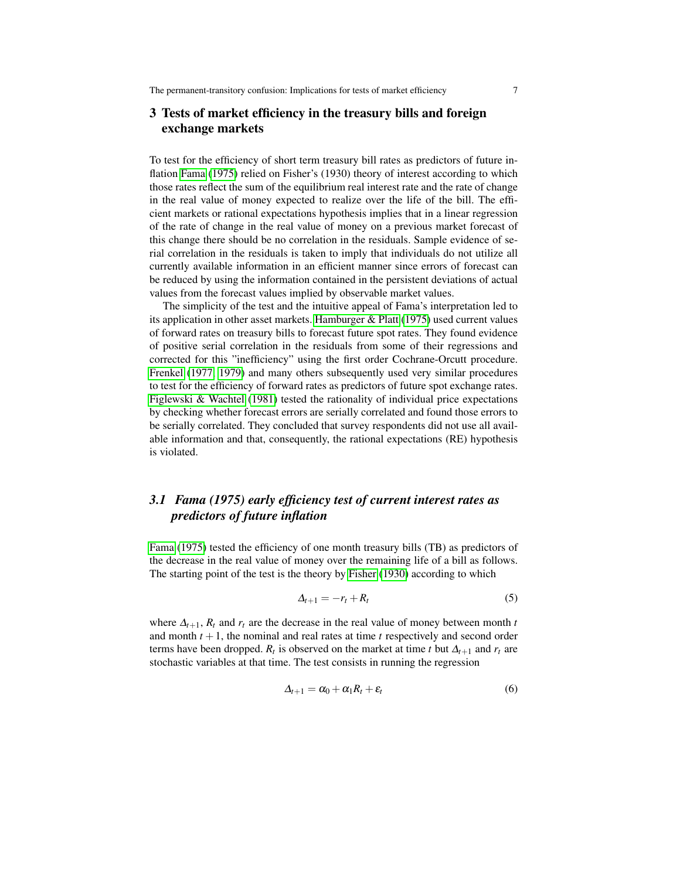## 3 Tests of market efficiency in the treasury bills and foreign exchange markets

To test for the efficiency of short term treasury bill rates as predictors of future inflation Fama (1975) relied on Fisher's (1930) theory of interest according to which those rates reflect the sum of the equilibrium real interest rate and the rate of change in the real value of money expected to realize over the life of the bill. The efficient markets or rational expectations hypothesis implies that in a linear regression of the rate of change in the real value of money on a previous market forecast of this change there should be no correlation in the residuals. Sample evidence of serial correlation in the residuals is taken to imply that individuals do not utilize all currently available information in an efficient manner since errors of forecast can be reduced by using the information contained in the persistent deviations of actual values from the forecast values implied by observable market values.

The simplicity of the test and the intuitive appeal of Fama's interpretation led to its application in other asset markets. Hamburger & Platt (1975) used current values of forward rates on treasury bills to forecast future spot rates. They found evidence of positive serial correlation in the residuals from some of their regressions and corrected for this "inefficiency" using the first order Cochrane-Orcutt procedure. Frenkel (1977, 1979) and many others subsequently used very similar procedures to test for the efficiency of forward rates as predictors of future spot exchange rates. Figlewski & Wachtel (1981) tested the rationality of individual price expectations by checking whether forecast errors are serially correlated and found those errors to be serially correlated. They concluded that survey respondents did not use all available information and that, consequently, the rational expectations (RE) hypothesis is violated.

### *3.1 Fama (1975) early efficiency test of current interest rates as predictors of future inflation*

Fama (1975) tested the efficiency of one month treasury bills (TB) as predictors of the decrease in the real value of money over the remaining life of a bill as follows. The starting point of the test is the theory by Fisher (1930) according to which

$$\Delta_{t+1} = -r_t + R_t \tag{5}$$

where $\Delta_{t+1}$, $R_t$ and $r_t$ are the decrease in the real value of money between month $t$ and month $t+1$, the nominal and real rates at time $t$ respectively and second order terms have been dropped. $R_t$ is observed on the market at time $t$ but $\Delta_{t+1}$ and $r_t$ are stochastic variables at that time. The test consists in running the regression

$$\Delta_{t+1} = \alpha_0 + \alpha_1 R_t + \varepsilon_t \tag{6}$$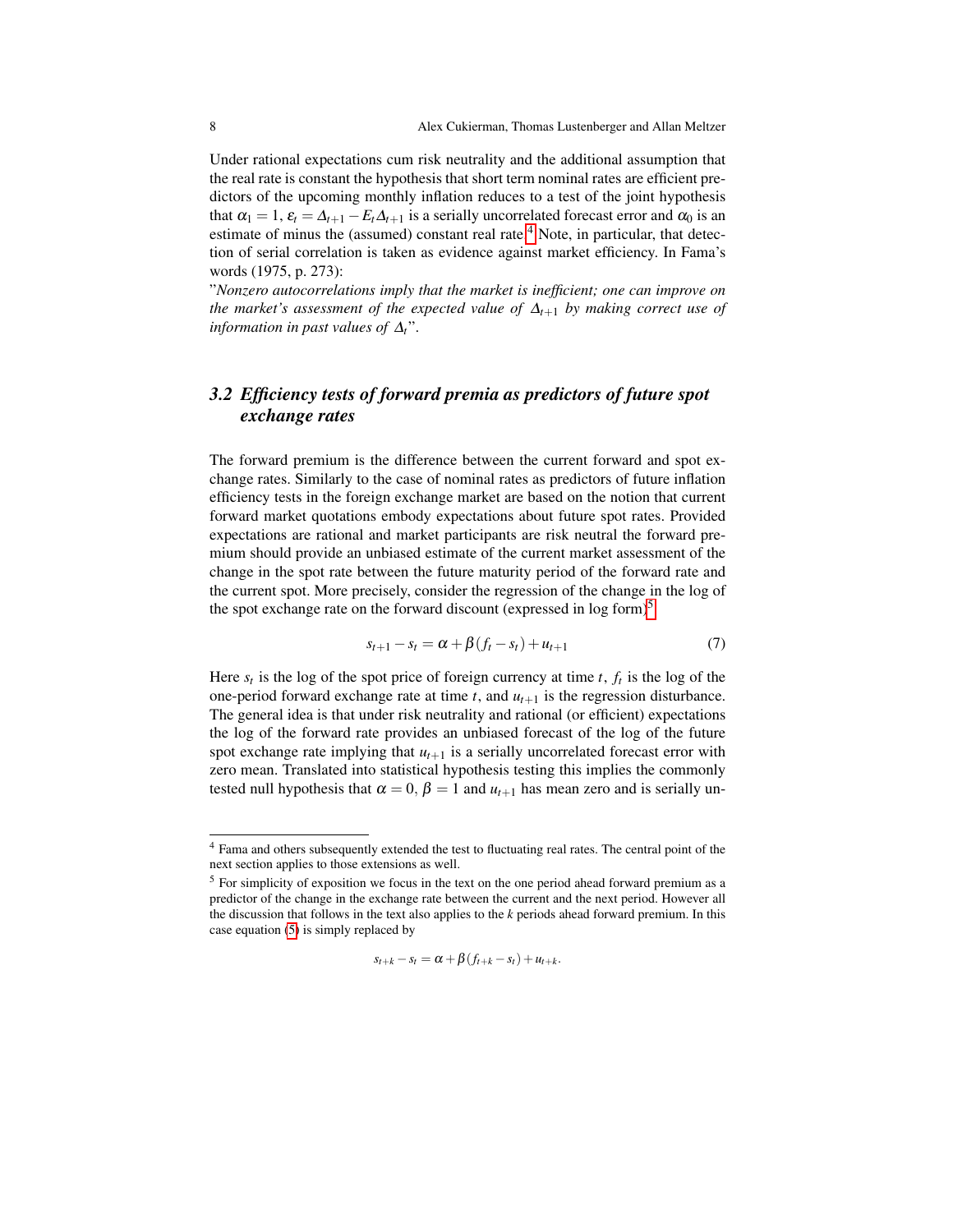Under rational expectations cum risk neutrality and the additional assumption that the real rate is constant the hypothesis that short term nominal rates are efficient predictors of the upcoming monthly inflation reduces to a test of the joint hypothesis that $\alpha_1 = 1$, $\varepsilon_t = \Delta_{t+1} - E_t\Delta_{t+1}$ is a serially uncorrelated forecast error and $\alpha_0$ is an estimate of minus the (assumed) constant real rate.[4] Note, in particular, that detection of serial correlation is taken as evidence against market efficiency. In Fama's words (1975, p. 273):

"*Nonzero autocorrelations imply that the market is inefficient; one can improve on the market's assessment of the expected value of $\Delta_{t+1}$ by making correct use of information in past values of $\Delta_t$*".

### 3.2 Efficiency tests of forward premia as predictors of future spot exchange rates

The forward premium is the difference between the current forward and spot exchange rates. Similarly to the case of nominal rates as predictors of future inflation efficiency tests in the foreign exchange market are based on the notion that current forward market quotations embody expectations about future spot rates. Provided expectations are rational and market participants are risk neutral the forward premium should provide an unbiased estimate of the current market assessment of the change in the spot rate between the future maturity period of the forward rate and the current spot. More precisely, consider the regression of the change in the log of the spot exchange rate on the forward discount (expressed in log form)[5]

$$s_{t+1} - s_t = \alpha + \beta(f_t - s_t) + u_{t+1} \tag{7}$$

Here $s_t$ is the log of the spot price of foreign currency at time $t$, $f_t$ is the log of the one-period forward exchange rate at time $t$, and $u_{t+1}$ is the regression disturbance. The general idea is that under risk neutrality and rational (or efficient) expectations the log of the forward rate provides an unbiased forecast of the log of the future spot exchange rate implying that $u_{t+1}$ is a serially uncorrelated forecast error with zero mean. Translated into statistical hypothesis testing this implies the commonly tested null hypothesis that $\alpha = 0$, $\beta = 1$ and $u_{t+1}$ has mean zero and is serially un-

---

[4] Fama and others subsequently extended the test to fluctuating real rates. The central point of the next section applies to those extensions as well.

[5] For simplicity of exposition we focus in the text on the one period ahead forward premium as a predictor of the change in the exchange rate between the current and the next period. However all the discussion that follows in the text also applies to the $k$ periods ahead forward premium. In this case equation (5) is simply replaced by

$$s_{t+k} - s_t = \alpha + \beta(f_{t+k} - s_t) + u_{t+k}.$$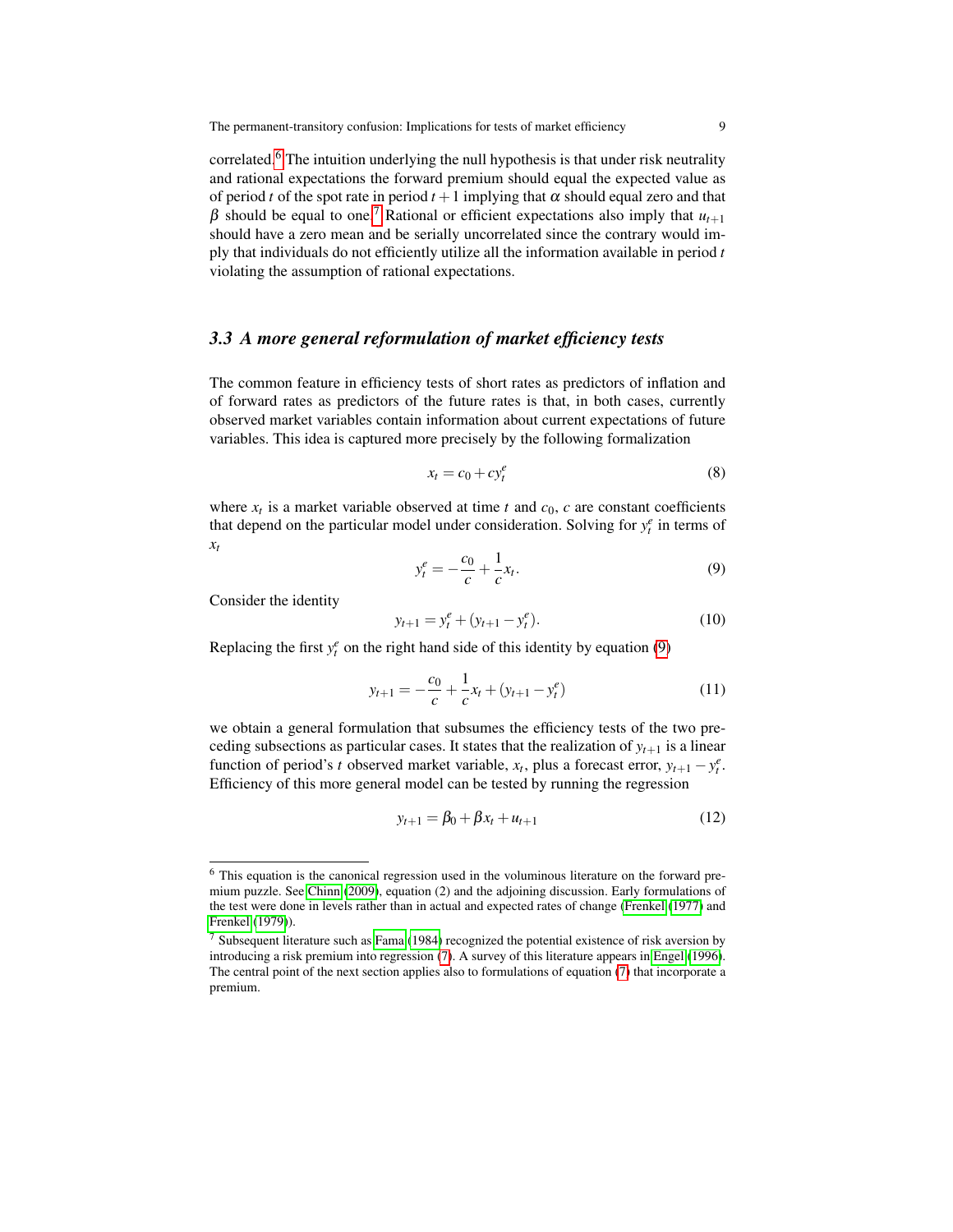correlated.[6] The intuition underlying the null hypothesis is that under risk neutrality and rational expectations the forward premium should equal the expected value as of period $t$ of the spot rate in period $t+1$ implying that $\alpha$ should equal zero and that $\beta$ should be equal to one.[7] Rational or efficient expectations also imply that $u_{t+1}$ should have a zero mean and be serially uncorrelated since the contrary would imply that individuals do not efficiently utilize all the information available in period $t$ violating the assumption of rational expectations.

### 3.3 A more general reformulation of market efficiency tests

The common feature in efficiency tests of short rates as predictors of inflation and of forward rates as predictors of the future rates is that, in both cases, currently observed market variables contain information about current expectations of future variables. This idea is captured more precisely by the following formalization

$$x_t = c_0 + c y_t^e \tag{8}$$

where $x_t$ is a market variable observed at time $t$ and $c_0$, $c$ are constant coefficients that depend on the particular model under consideration. Solving for $y_t^e$ in terms of $x_t$

$$y_t^e = -\frac{c_0}{c} + \frac{1}{c} x_t. \tag{9}$$

Consider the identity

$$y_{t+1} = y_t^e + (y_{t+1} - y_t^e). \tag{10}$$

Replacing the first $y_t^e$ on the right hand side of this identity by equation (9)

$$y_{t+1} = -\frac{c_0}{c} + \frac{1}{c} x_t + (y_{t+1} - y_t^e) \tag{11}$$

we obtain a general formulation that subsumes the efficiency tests of the two preceding subsections as particular cases. It states that the realization of $y_{t+1}$ is a linear function of period's $t$ observed market variable, $x_t$, plus a forecast error, $y_{t+1} - y_t^e$. Efficiency of this more general model can be tested by running the regression

$$y_{t+1} = \beta_0 + \beta x_t + u_{t+1} \tag{12}$$

---

[6] This equation is the canonical regression used in the voluminous literature on the forward premium puzzle. See Chinn (2009), equation (2) and the adjoining discussion. Early formulations of the test were done in levels rather than in actual and expected rates of change (Frenkel (1977) and Frenkel (1979)).

[7] Subsequent literature such as Fama (1984) recognized the potential existence of risk aversion by introducing a risk premium into regression (7). A survey of this literature appears in Engel (1996). The central point of the next section applies also to formulations of equation (7) that incorporate a premium.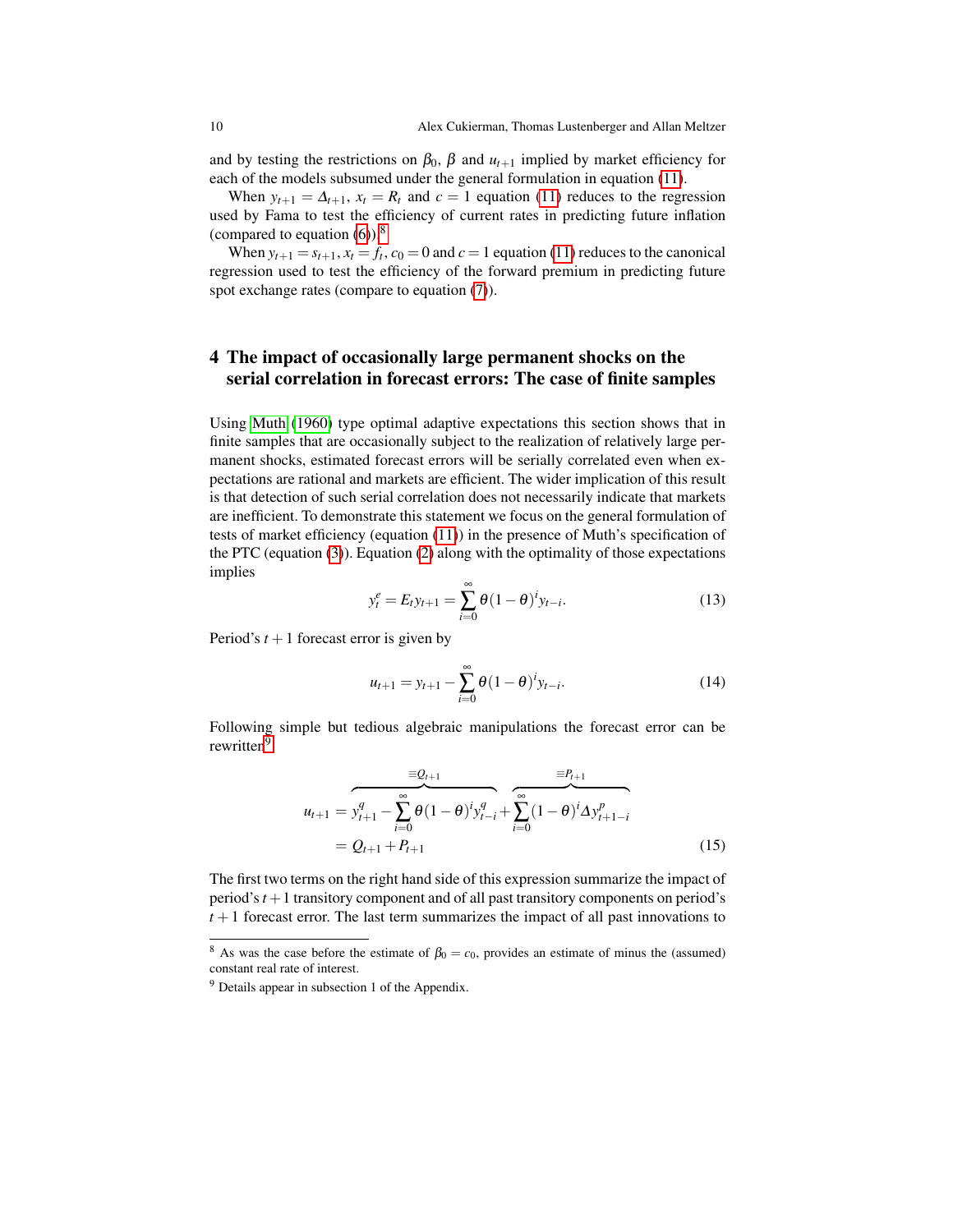and by testing the restrictions on $\beta_0$, $\beta$ and $u_{t+1}$ implied by market efficiency for each of the models subsumed under the general formulation in equation (11).

When $y_{t+1} = \Delta_{t+1}$, $x_t = R_t$ and $c = 1$ equation (11) reduces to the regression used by Fama to test the efficiency of current rates in predicting future inflation (compared to equation (6)).[8]

When $y_{t+1} = s_{t+1}$, $x_t = f_t$, $c_0 = 0$ and $c = 1$ equation (11) reduces to the canonical regression used to test the efficiency of the forward premium in predicting future spot exchange rates (compare to equation (7)).

## 4 The impact of occasionally large permanent shocks on the serial correlation in forecast errors: The case of finite samples

Using Muth (1960) type optimal adaptive expectations this section shows that in finite samples that are occasionally subject to the realization of relatively large permanent shocks, estimated forecast errors will be serially correlated even when expectations are rational and markets are efficient. The wider implication of this result is that detection of such serial correlation does not necessarily indicate that markets are inefficient. To demonstrate this statement we focus on the general formulation of tests of market efficiency (equation (11)) in the presence of Muth's specification of the PTC (equation (3)). Equation (2) along with the optimality of those expectations implies

$$y_t^e = E_t y_{t+1} = \sum_{i=0}^{\infty} \theta (1-\theta)^i y_{t-i}. \tag{13}$$

Period's $t+1$ forecast error is given by

$$u_{t+1} = y_{t+1} - \sum_{i=0}^{\infty} \theta (1-\theta)^i y_{t-i}. \tag{14}$$

Following simple but tedious algebraic manipulations the forecast error can be rewritten[9]

$$\begin{aligned} u_{t+1} &= \overbrace{y_{t+1}^q - \sum_{i=0}^{\infty} \theta (1-\theta)^i y_{t-i}^q}^{\equiv Q_{t+1}} + \overbrace{\sum_{i=0}^{\infty} (1-\theta)^i \Delta y_{t+1-i}^p}^{\equiv P_{t+1}} \\ &= Q_{t+1} + P_{t+1} \end{aligned} \tag{15}$$

The first two terms on the right hand side of this expression summarize the impact of period's $t+1$ transitory component and of all past transitory components on period's $t+1$ forecast error. The last term summarizes the impact of all past innovations to

---

[8] As was the case before the estimate of $\beta_0 = c_0$, provides an estimate of minus the (assumed) constant real rate of interest.

[9] Details appear in subsection 1 of the Appendix.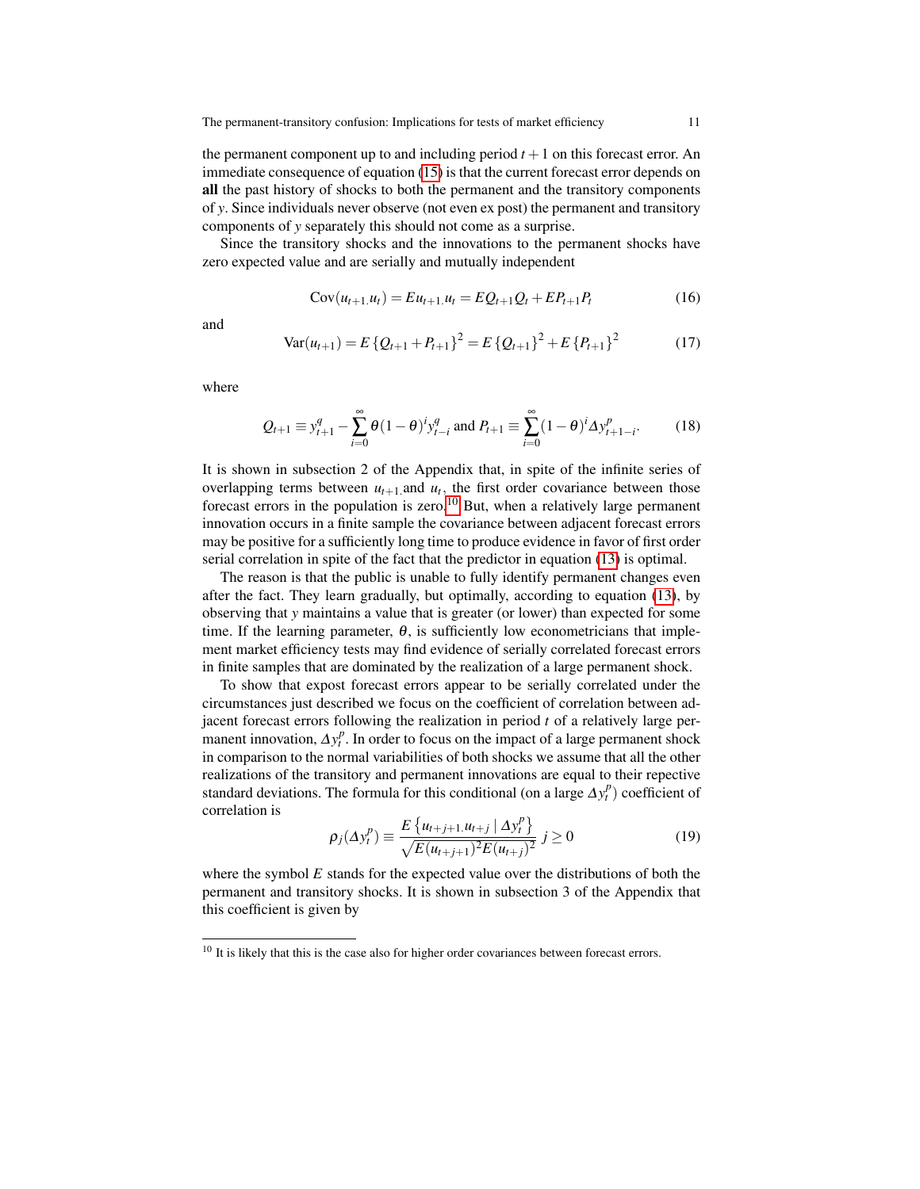the permanent component up to and including period $t+1$ on this forecast error. An immediate consequence of equation (15) is that the current forecast error depends on **all** the past history of shocks to both the permanent and the transitory components of $y$. Since individuals never observe (not even ex post) the permanent and transitory components of $y$ separately this should not come as a surprise.

Since the transitory shocks and the innovations to the permanent shocks have zero expected value and are serially and mutually independent

$$\text{Cov}(u_{t+1,} u_t) = E u_{t+1,} u_t = E Q_{t+1} Q_t + E P_{t+1} P_t \tag{16}$$

and

$$\text{Var}(u_{t+1}) = E \left\{ Q_{t+1} + P_{t+1} \right\}^2 = E \left\{ Q_{t+1} \right\}^2 + E \left\{ P_{t+1} \right\}^2 \tag{17}$$

where

$$Q_{t+1} \equiv y^q_{t+1} - \sum_{i=0}^{\infty} \theta (1-\theta)^i y^q_{t-i} \text{ and } P_{t+1} \equiv \sum_{i=0}^{\infty} (1-\theta)^i \Delta y^p_{t+1-i}. \tag{18}$$

It is shown in subsection 2 of the Appendix that, in spite of the infinite series of overlapping terms between $u_{t+1,}$and $u_t$, the first order covariance between those forecast errors in the population is zero.[10] But, when a relatively large permanent innovation occurs in a finite sample the covariance between adjacent forecast errors may be positive for a sufficiently long time to produce evidence in favor of first order serial correlation in spite of the fact that the predictor in equation (13) is optimal.

The reason is that the public is unable to fully identify permanent changes even after the fact. They learn gradually, but optimally, according to equation (13), by observing that $y$ maintains a value that is greater (or lower) than expected for some time. If the learning parameter, $\theta$, is sufficiently low econometricians that implement market efficiency tests may find evidence of serially correlated forecast errors in finite samples that are dominated by the realization of a large permanent shock.

To show that expost forecast errors appear to be serially correlated under the circumstances just described we focus on the coefficient of correlation between adjacent forecast errors following the realization in period $t$ of a relatively large permanent innovation, $\Delta y^p_t$. In order to focus on the impact of a large permanent shock in comparison to the normal variabilities of both shocks we assume that all the other realizations of the transitory and permanent innovations are equal to their repective standard deviations. The formula for this conditional (on a large $\Delta y^p_t$) coefficient of correlation is

$$\rho_j(\Delta y^p_t) \equiv \frac{E\left\{ u_{t+j+1,} u_{t+j} \mid \Delta y^p_t \right\}}{\sqrt{E(u_{t+j+1})^2 E(u_{t+j})^2}} \; j \geq 0 \tag{19}$$

where the symbol $E$ stands for the expected value over the distributions of both the permanent and transitory shocks. It is shown in subsection 3 of the Appendix that this coefficient is given by

[10] It is likely that this is the case also for higher order covariances between forecast errors.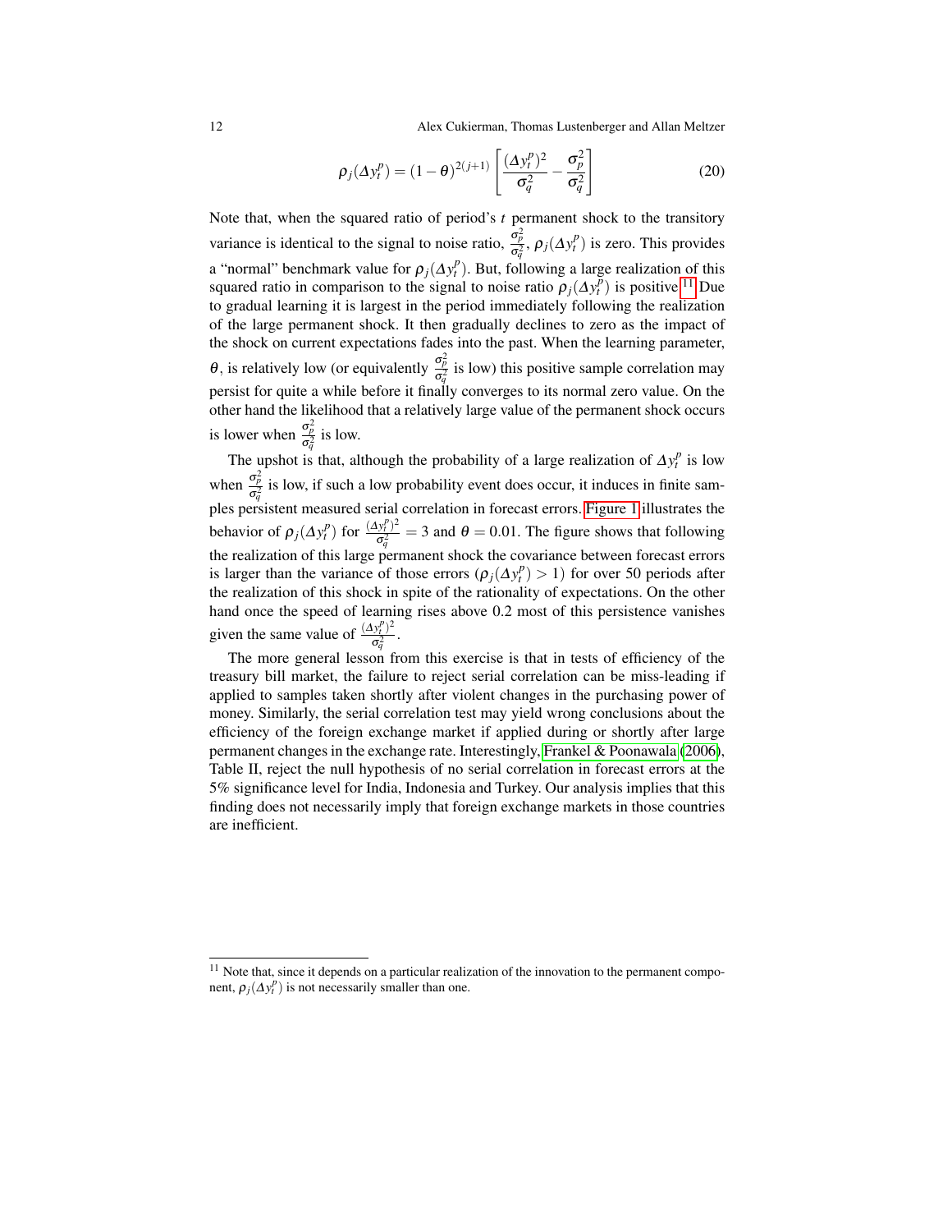$$\rho_j(\Delta y_t^p) = (1-\theta)^{2(j+1)} \left[ \frac{(\Delta y_t^p)^2}{\sigma_q^2} - \frac{\sigma_p^2}{\sigma_q^2} \right] \tag{20}$$

Note that, when the squared ratio of period's $t$ permanent shock to the transitory variance is identical to the signal to noise ratio, $\frac{\sigma_p^2}{\sigma_q^2}$, $\rho_j(\Delta y_t^p)$ is zero. This provides a "normal" benchmark value for $\rho_j(\Delta y_t^p)$. But, following a large realization of this squared ratio in comparison to the signal to noise ratio $\rho_j(\Delta y_t^p)$ is positive.[11] Due to gradual learning it is largest in the period immediately following the realization of the large permanent shock. It then gradually declines to zero as the impact of the shock on current expectations fades into the past. When the learning parameter, $\theta$, is relatively low (or equivalently $\frac{\sigma_p^2}{\sigma_q^2}$ is low) this positive sample correlation may persist for quite a while before it finally converges to its normal zero value. On the other hand the likelihood that a relatively large value of the permanent shock occurs is lower when $\frac{\sigma_p^2}{\sigma_q^2}$ is low.

The upshot is that, although the probability of a large realization of $\Delta y_t^p$ is low when $\frac{\sigma_p^2}{\sigma_q^2}$ is low, if such a low probability event does occur, it induces in finite samples persistent measured serial correlation in forecast errors. Figure 1 illustrates the behavior of $\rho_j(\Delta y_t^p)$ for $\frac{(\Delta y_t^p)^2}{\sigma_q^2} = 3$ and $\theta = 0.01$. The figure shows that following the realization of this large permanent shock the covariance between forecast errors is larger than the variance of those errors ($\rho_j(\Delta y_t^p) > 1$) for over 50 periods after the realization of this shock in spite of the rationality of expectations. On the other hand once the speed of learning rises above 0.2 most of this persistence vanishes given the same value of $\frac{(\Delta y_t^p)^2}{\sigma_q^2}$.

The more general lesson from this exercise is that in tests of efficiency of the treasury bill market, the failure to reject serial correlation can be miss-leading if applied to samples taken shortly after violent changes in the purchasing power of money. Similarly, the serial correlation test may yield wrong conclusions about the efficiency of the foreign exchange market if applied during or shortly after large permanent changes in the exchange rate. Interestingly, Frankel & Poonawala (2006), Table II, reject the null hypothesis of no serial correlation in forecast errors at the 5% significance level for India, Indonesia and Turkey. Our analysis implies that this finding does not necessarily imply that foreign exchange markets in those countries are inefficient.

---

[11] Note that, since it depends on a particular realization of the innovation to the permanent component, $\rho_j(\Delta y_t^p)$ is not necessarily smaller than one.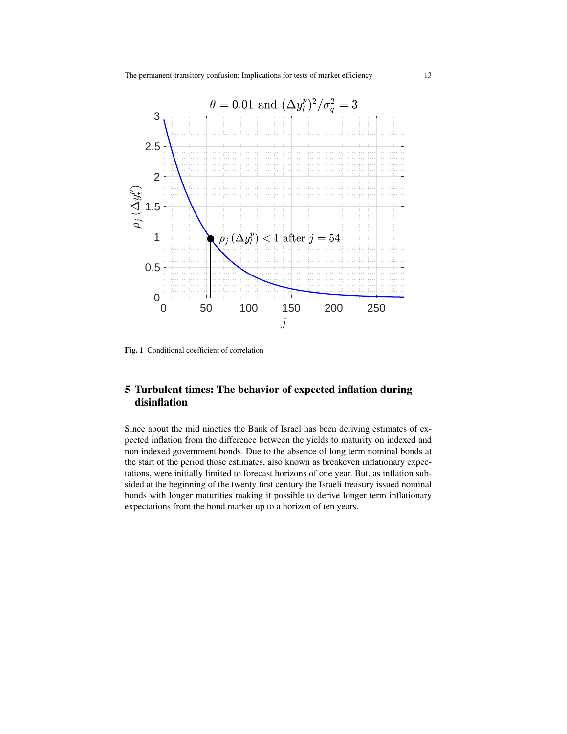Fig. 1 Conditional coefficient of correlation

## 5 Turbulent times: The behavior of expected inflation during disinflation

Since about the mid nineties the Bank of Israel has been deriving estimates of expected inflation from the difference between the yields to maturity on indexed and non indexed government bonds. Due to the absence of long term nominal bonds at the start of the period those estimates, also known as breakeven inflationary expectations, were initially limited to forecast horizons of one year. But, as inflation subsided at the beginning of the twenty first century the Israeli treasury issued nominal bonds with longer maturities making it possible to derive longer term inflationary expectations from the bond market up to a horizon of ten years.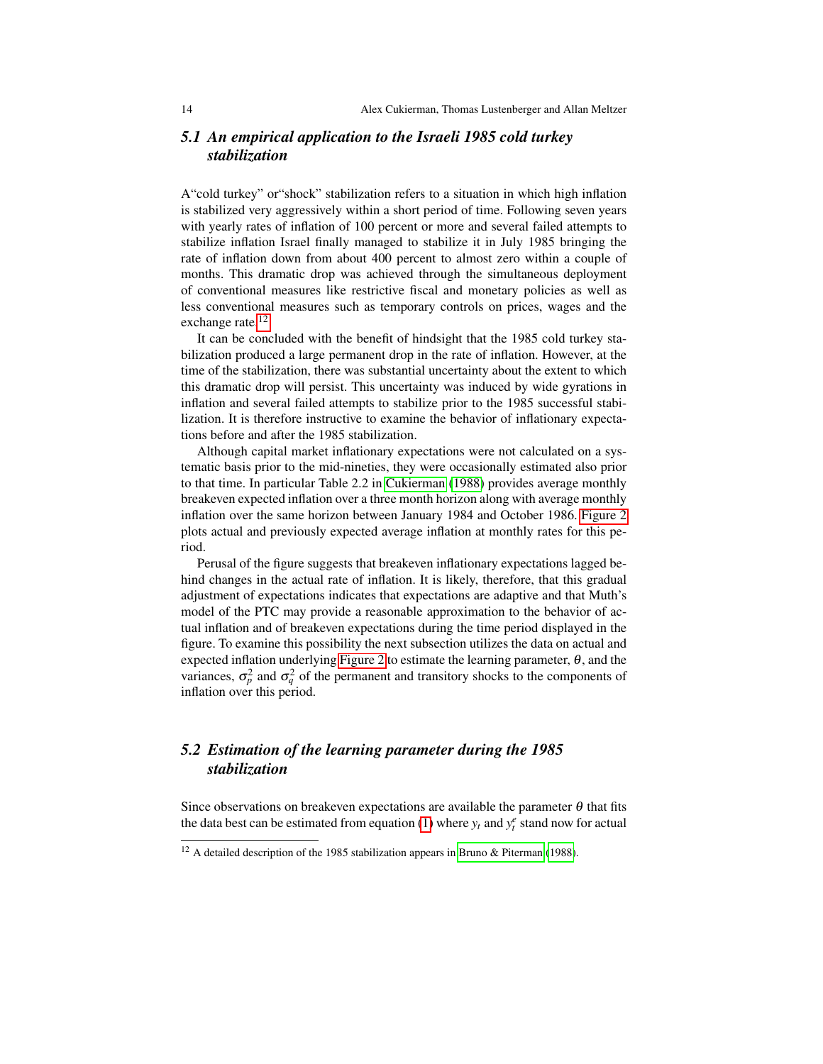### 5.1 An empirical application to the Israeli 1985 cold turkey stabilization

A"cold turkey" or"shock" stabilization refers to a situation in which high inflation is stabilized very aggressively within a short period of time. Following seven years with yearly rates of inflation of 100 percent or more and several failed attempts to stabilize inflation Israel finally managed to stabilize it in July 1985 bringing the rate of inflation down from about 400 percent to almost zero within a couple of months. This dramatic drop was achieved through the simultaneous deployment of conventional measures like restrictive fiscal and monetary policies as well as less conventional measures such as temporary controls on prices, wages and the exchange rate.[12]

It can be concluded with the benefit of hindsight that the 1985 cold turkey stabilization produced a large permanent drop in the rate of inflation. However, at the time of the stabilization, there was substantial uncertainty about the extent to which this dramatic drop will persist. This uncertainty was induced by wide gyrations in inflation and several failed attempts to stabilize prior to the 1985 successful stabilization. It is therefore instructive to examine the behavior of inflationary expectations before and after the 1985 stabilization.

Although capital market inflationary expectations were not calculated on a systematic basis prior to the mid-nineties, they were occasionally estimated also prior to that time. In particular Table 2.2 in Cukierman (1988) provides average monthly breakeven expected inflation over a three month horizon along with average monthly inflation over the same horizon between January 1984 and October 1986. Figure 2 plots actual and previously expected average inflation at monthly rates for this period.

Perusal of the figure suggests that breakeven inflationary expectations lagged behind changes in the actual rate of inflation. It is likely, therefore, that this gradual adjustment of expectations indicates that expectations are adaptive and that Muth's model of the PTC may provide a reasonable approximation to the behavior of actual inflation and of breakeven expectations during the time period displayed in the figure. To examine this possibility the next subsection utilizes the data on actual and expected inflation underlying Figure 2 to estimate the learning parameter, $\theta$, and the variances, $\sigma_p^2$ and $\sigma_q^2$ of the permanent and transitory shocks to the components of inflation over this period.

### 5.2 Estimation of the learning parameter during the 1985 stabilization

Since observations on breakeven expectations are available the parameter $\theta$ that fits the data best can be estimated from equation (1) where $y_t$ and $y_t^e$ stand now for actual

[12] A detailed description of the 1985 stabilization appears in Bruno & Piterman (1988).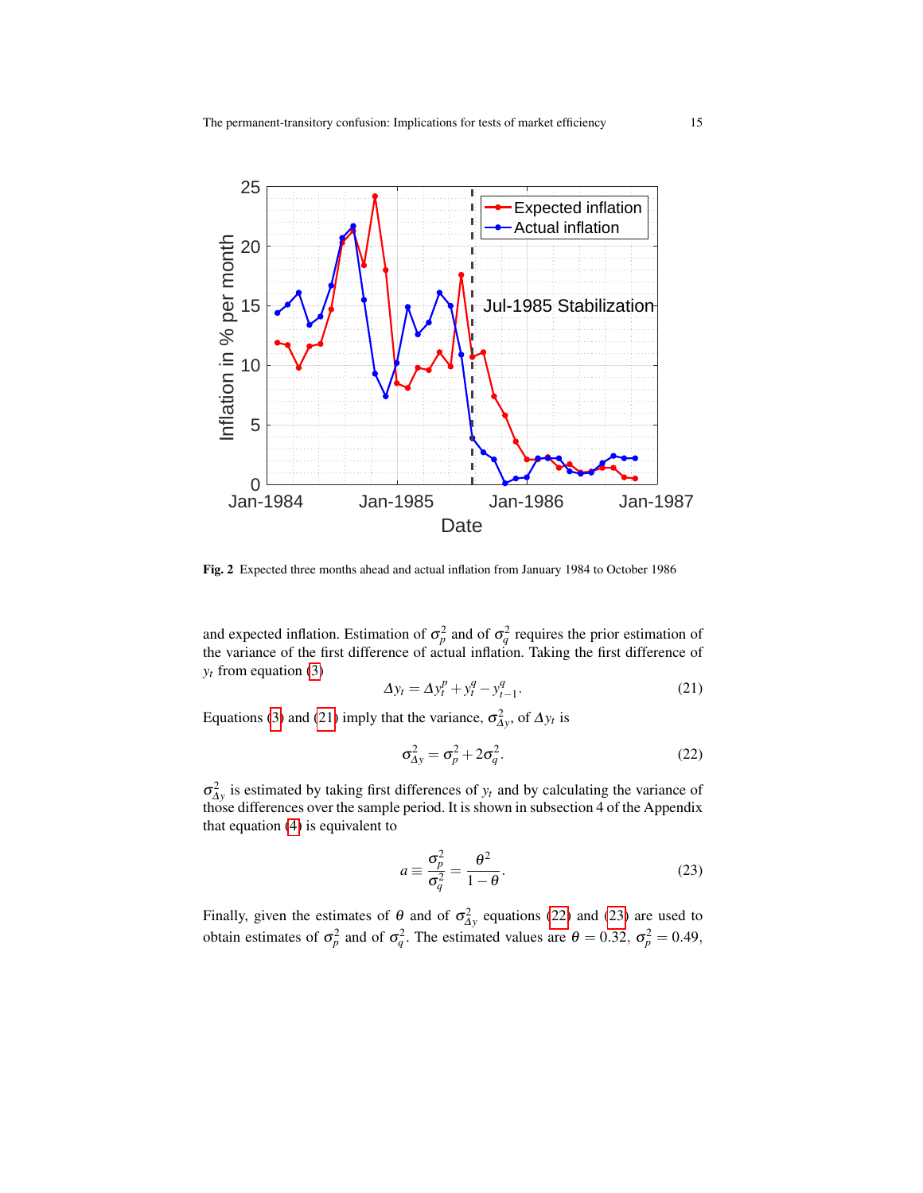Fig. 2 Expected three months ahead and actual inflation from January 1984 to October 1986

and expected inflation. Estimation of $\sigma_p^2$ and of $\sigma_q^2$ requires the prior estimation of the variance of the first difference of actual inflation. Taking the first difference of $y_t$ from equation (3)

$$\Delta y_t = \Delta y_t^p + y_t^q - y_{t-1}^q. \tag{21}$$

Equations (3) and (21) imply that the variance, $\sigma_{\Delta y}^2$, of $\Delta y_t$ is

$$\sigma_{\Delta y}^2 = \sigma_p^2 + 2\sigma_q^2. \tag{22}$$

$\sigma_{\Delta y}^2$ is estimated by taking first differences of $y_t$ and by calculating the variance of those differences over the sample period. It is shown in subsection 4 of the Appendix that equation (4) is equivalent to

$$a \equiv \frac{\sigma_p^2}{\sigma_q^2} = \frac{\theta^2}{1-\theta}. \tag{23}$$

Finally, given the estimates of $\theta$ and of $\sigma_{\Delta y}^2$ equations (22) and (23) are used to obtain estimates of $\sigma_p^2$ and of $\sigma_q^2$. The estimated values are $\theta = 0.32$, $\sigma_p^2 = 0.49$,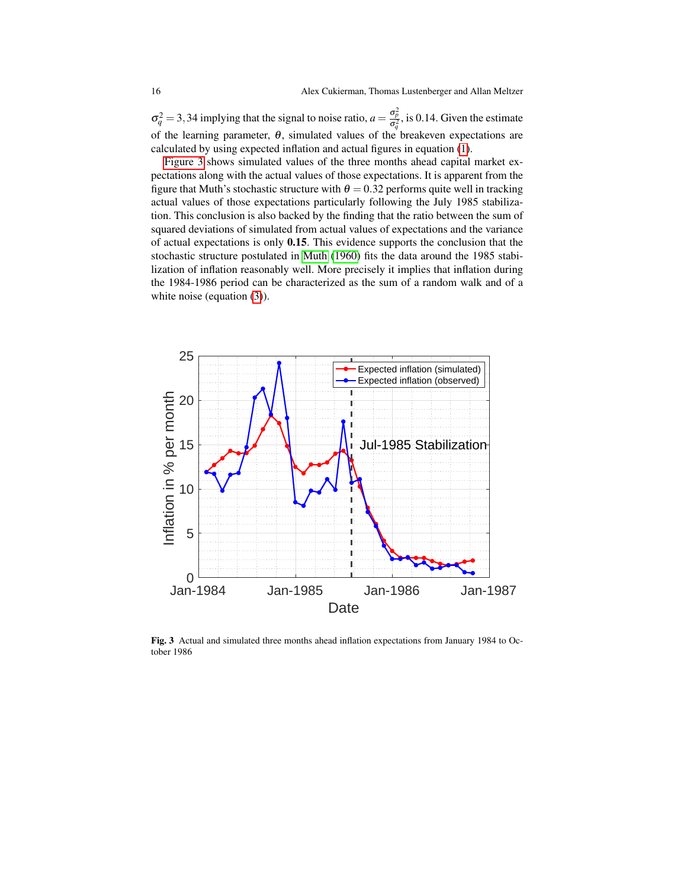$\sigma_q^2 = 3,34$ implying that the signal to noise ratio, $a = \frac{\sigma_p^2}{\sigma_q^2}$, is 0.14. Given the estimate of the learning parameter, $\theta$, simulated values of the breakeven expectations are calculated by using expected inflation and actual figures in equation (1).

Figure 3 shows simulated values of the three months ahead capital market expectations along with the actual values of those expectations. It is apparent from the figure that Muth's stochastic structure with $\theta = 0.32$ performs quite well in tracking actual values of those expectations particularly following the July 1985 stabilization. This conclusion is also backed by the finding that the ratio between the sum of squared deviations of simulated from actual values of expectations and the variance of actual expectations is only **0.15**. This evidence supports the conclusion that the stochastic structure postulated in Muth (1960) fits the data around the 1985 stabilization of inflation reasonably well. More precisely it implies that inflation during the 1984-1986 period can be characterized as the sum of a random walk and of a white noise (equation (3)).

**Fig. 3** Actual and simulated three months ahead inflation expectations from January 1984 to October 1986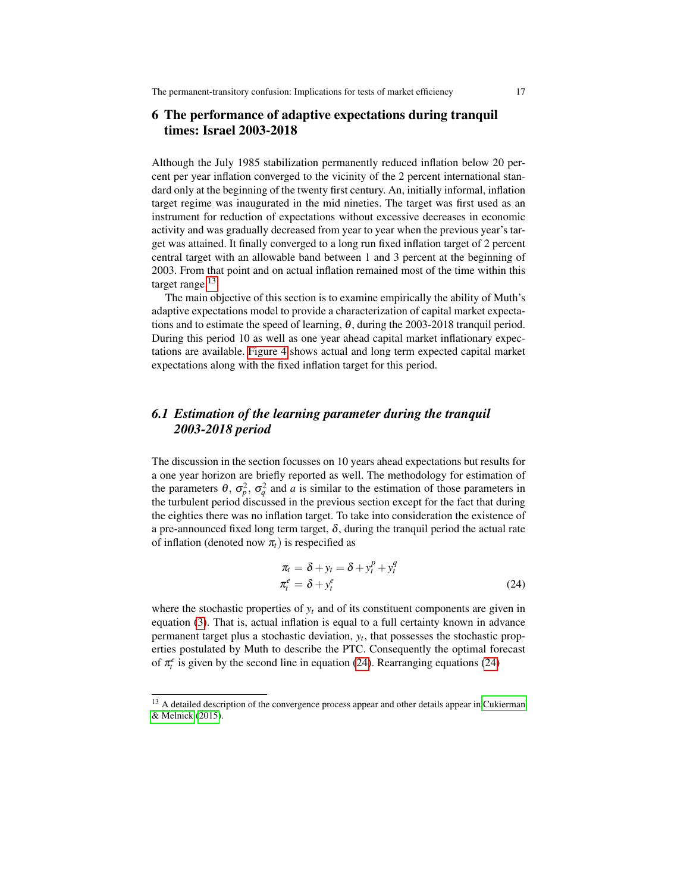## 6 The performance of adaptive expectations during tranquil times: Israel 2003-2018

Although the July 1985 stabilization permanently reduced inflation below 20 percent per year inflation converged to the vicinity of the 2 percent international standard only at the beginning of the twenty first century. An, initially informal, inflation target regime was inaugurated in the mid nineties. The target was first used as an instrument for reduction of expectations without excessive decreases in economic activity and was gradually decreased from year to year when the previous year's target was attained. It finally converged to a long run fixed inflation target of 2 percent central target with an allowable band between 1 and 3 percent at the beginning of 2003. From that point and on actual inflation remained most of the time within this target range.[13]

The main objective of this section is to examine empirically the ability of Muth's adaptive expectations model to provide a characterization of capital market expectations and to estimate the speed of learning, $\theta$, during the 2003-2018 tranquil period. During this period 10 as well as one year ahead capital market inflationary expectations are available. Figure 4 shows actual and long term expected capital market expectations along with the fixed inflation target for this period.

### 6.1 Estimation of the learning parameter during the tranquil 2003-2018 period

The discussion in the section focusses on 10 years ahead expectations but results for a one year horizon are briefly reported as well. The methodology for estimation of the parameters $\theta$, $\sigma_p^2$, $\sigma_q^2$ and $a$ is similar to the estimation of those parameters in the turbulent period discussed in the previous section except for the fact that during the eighties there was no inflation target. To take into consideration the existence of a pre-announced fixed long term target, $\delta$, during the tranquil period the actual rate of inflation (denoted now $\pi_t$) is respecified as

$$
\begin{aligned}
\pi_t &= \delta + y_t = \delta + y_t^p + y_t^q \\
\pi_t^e &= \delta + y_t^e
\end{aligned}
\tag{24}
$$

where the stochastic properties of $y_t$ and of its constituent components are given in equation (3). That is, actual inflation is equal to a full certainty known in advance permanent target plus a stochastic deviation, $y_t$, that possesses the stochastic properties postulated by Muth to describe the PTC. Consequently the optimal forecast of $\pi_t^e$ is given by the second line in equation (24). Rearranging equations (24)

[13] A detailed description of the convergence process appear and other details appear in Cukierman & Melnick (2015).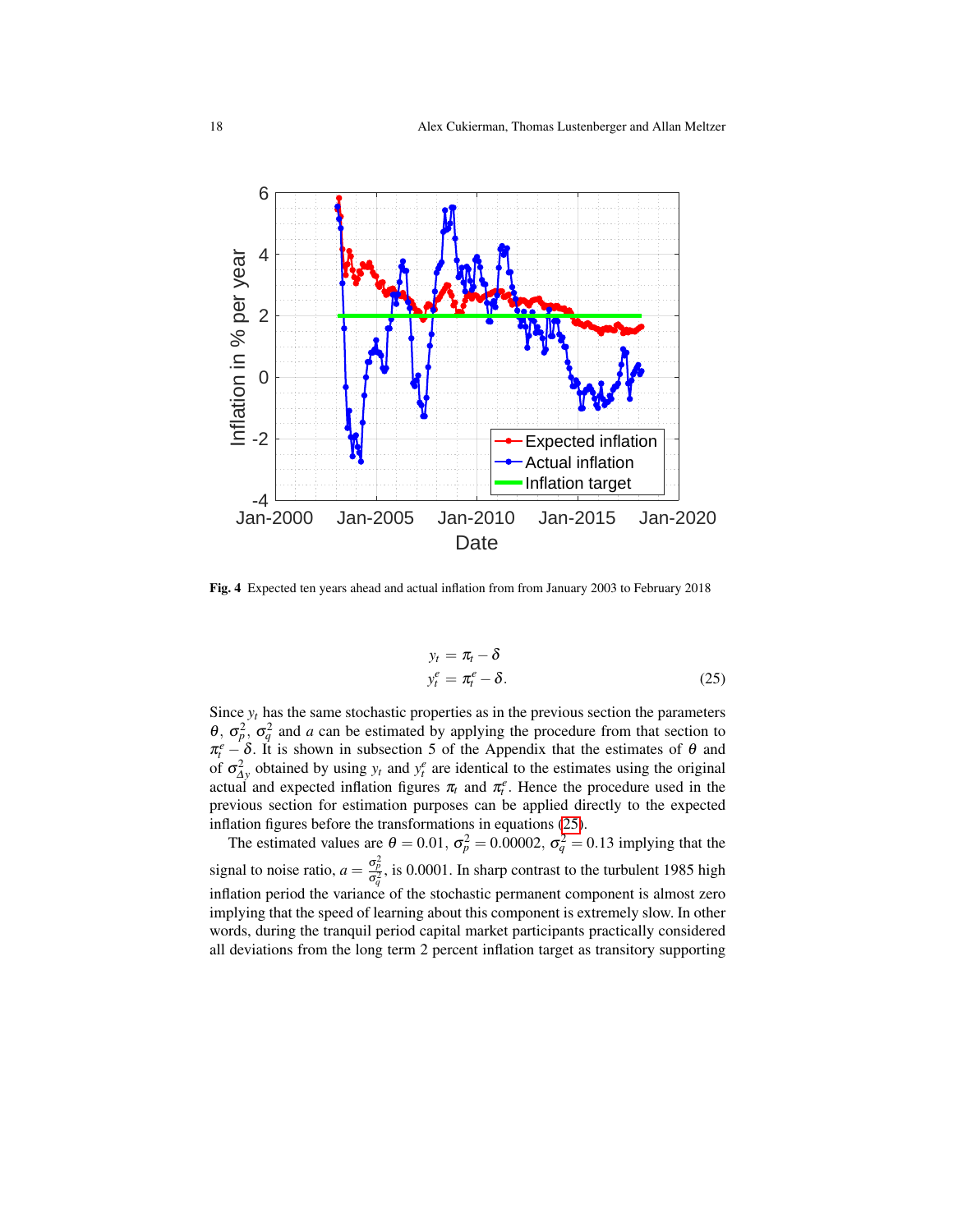Fig. 4 Expected ten years ahead and actual inflation from from January 2003 to February 2018

$$
\begin{aligned}
y_t &= \pi_t - \delta \\
y_t^e &= \pi_t^e - \delta.
\end{aligned}
\tag{25}
$$

Since $y_t$ has the same stochastic properties as in the previous section the parameters $\theta$, $\sigma_p^2$, $\sigma_q^2$ and $a$ can be estimated by applying the procedure from that section to $\pi_t^e - \delta$. It is shown in subsection 5 of the Appendix that the estimates of $\theta$ and of $\sigma_{\Delta y}^2$ obtained by using $y_t$ and $y_t^e$ are identical to the estimates using the original actual and expected inflation figures $\pi_t$ and $\pi_t^e$. Hence the procedure used in the previous section for estimation purposes can be applied directly to the expected inflation figures before the transformations in equations (25).

The estimated values are $\theta = 0.01$, $\sigma_p^2 = 0.00002$, $\sigma_q^2 = 0.13$ implying that the signal to noise ratio, $a = \frac{\sigma_p^2}{\sigma_q^2}$, is 0.0001. In sharp contrast to the turbulent 1985 high inflation period the variance of the stochastic permanent component is almost zero implying that the speed of learning about this component is extremely slow. In other words, during the tranquil period capital market participants practically considered all deviations from the long term 2 percent inflation target as transitory supporting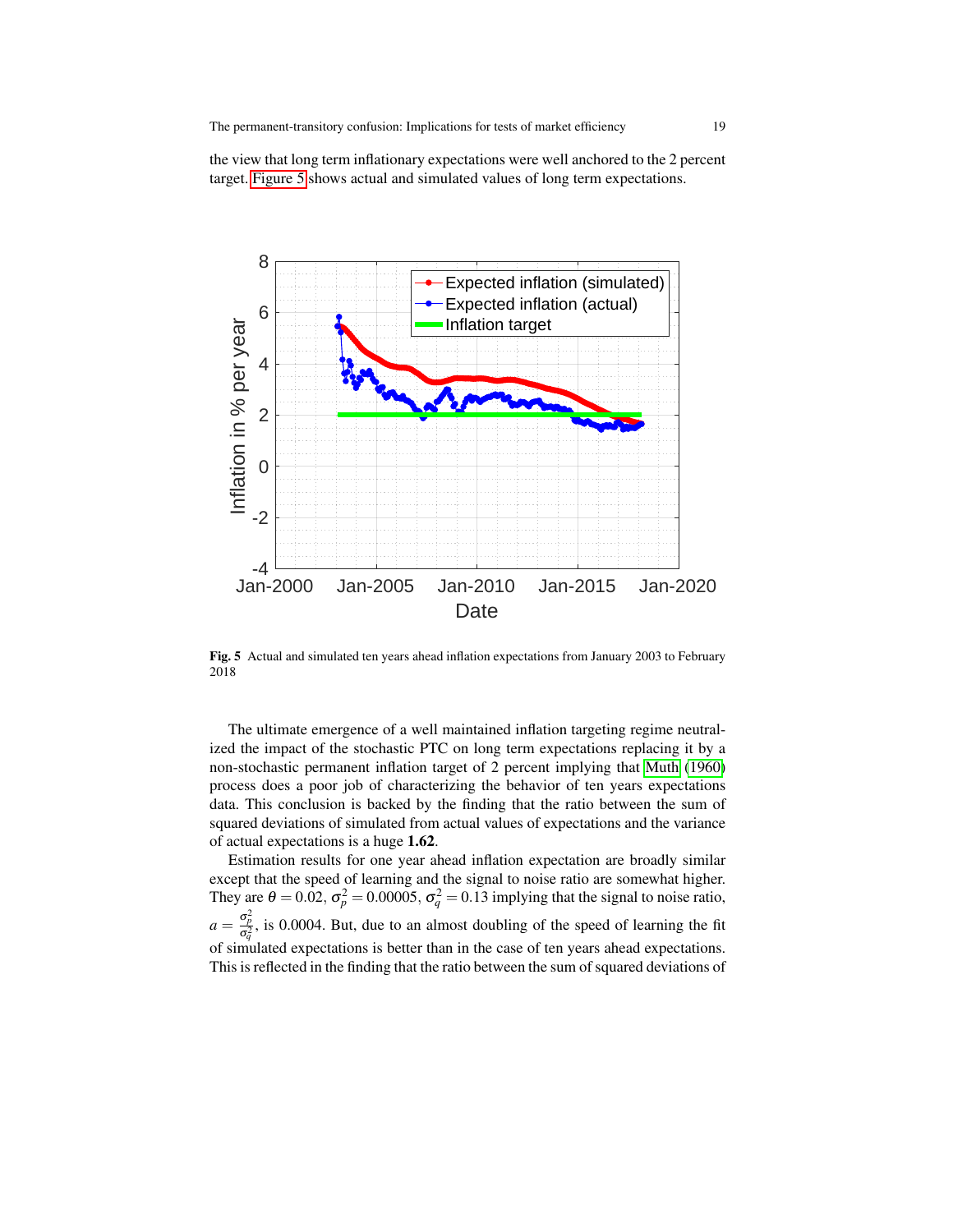the view that long term inflationary expectations were well anchored to the 2 percent target. Figure 5 shows actual and simulated values of long term expectations.

**Fig. 5** Actual and simulated ten years ahead inflation expectations from January 2003 to February 2018

The ultimate emergence of a well maintained inflation targeting regime neutralized the impact of the stochastic PTC on long term expectations replacing it by a non-stochastic permanent inflation target of 2 percent implying that Muth (1960) process does a poor job of characterizing the behavior of ten years expectations data. This conclusion is backed by the finding that the ratio between the sum of squared deviations of simulated from actual values of expectations and the variance of actual expectations is a huge **1.62**.

Estimation results for one year ahead inflation expectation are broadly similar except that the speed of learning and the signal to noise ratio are somewhat higher. They are $\theta = 0.02$, $\sigma_p^2 = 0.00005$, $\sigma_q^2 = 0.13$ implying that the signal to noise ratio, $a = \frac{\sigma_p^2}{\sigma_q^2}$, is 0.0004. But, due to an almost doubling of the speed of learning the fit of simulated expectations is better than in the case of ten years ahead expectations. This is reflected in the finding that the ratio between the sum of squared deviations of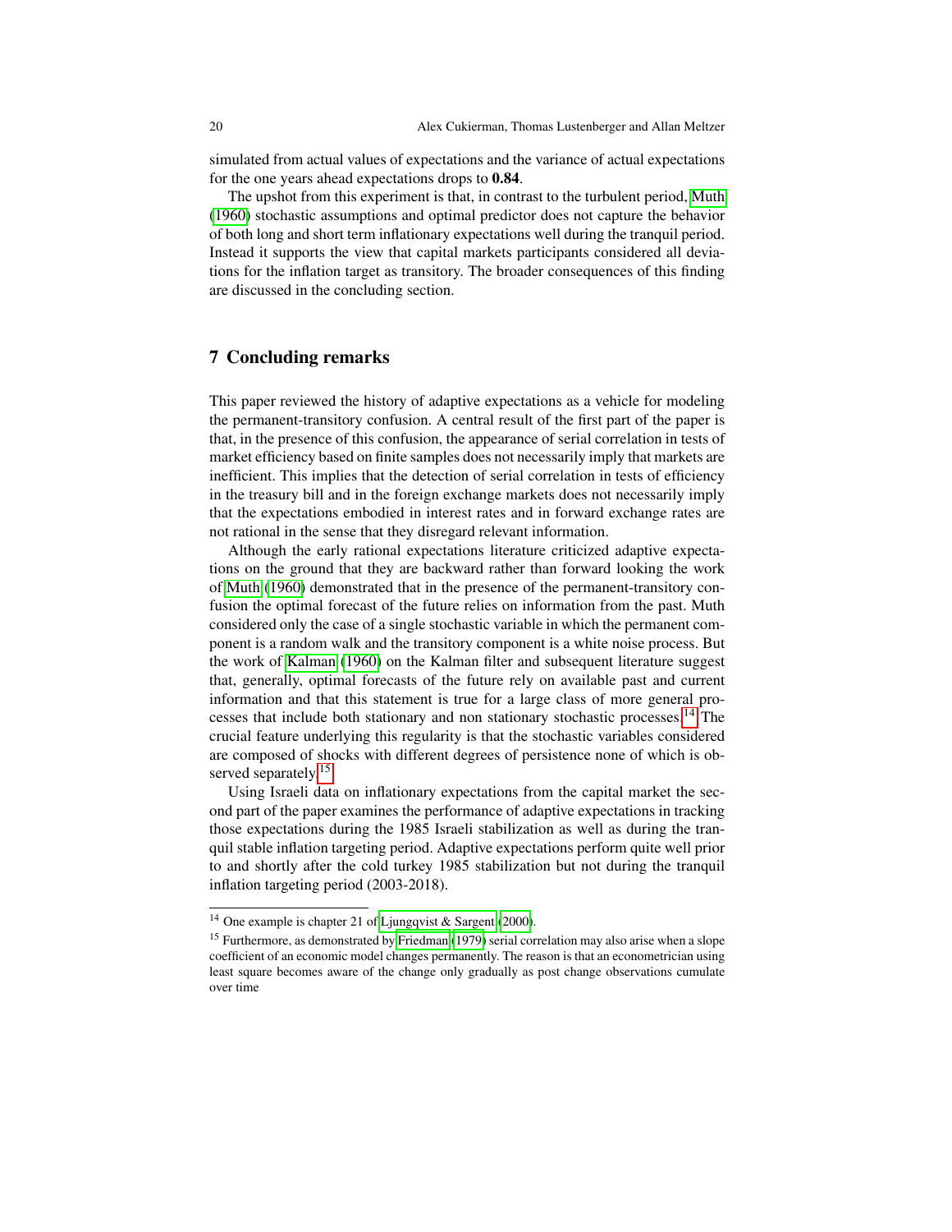simulated from actual values of expectations and the variance of actual expectations for the one years ahead expectations drops to **0.84**.

The upshot from this experiment is that, in contrast to the turbulent period, Muth (1960) stochastic assumptions and optimal predictor does not capture the behavior of both long and short term inflationary expectations well during the tranquil period. Instead it supports the view that capital markets participants considered all deviations for the inflation target as transitory. The broader consequences of this finding are discussed in the concluding section.

## 7 Concluding remarks

This paper reviewed the history of adaptive expectations as a vehicle for modeling the permanent-transitory confusion. A central result of the first part of the paper is that, in the presence of this confusion, the appearance of serial correlation in tests of market efficiency based on finite samples does not necessarily imply that markets are inefficient. This implies that the detection of serial correlation in tests of efficiency in the treasury bill and in the foreign exchange markets does not necessarily imply that the expectations embodied in interest rates and in forward exchange rates are not rational in the sense that they disregard relevant information.

Although the early rational expectations literature criticized adaptive expectations on the ground that they are backward rather than forward looking the work of Muth (1960) demonstrated that in the presence of the permanent-transitory confusion the optimal forecast of the future relies on information from the past. Muth considered only the case of a single stochastic variable in which the permanent component is a random walk and the transitory component is a white noise process. But the work of Kalman (1960) on the Kalman filter and subsequent literature suggest that, generally, optimal forecasts of the future rely on available past and current information and that this statement is true for a large class of more general processes that include both stationary and non stationary stochastic processes.[14] The crucial feature underlying this regularity is that the stochastic variables considered are composed of shocks with different degrees of persistence none of which is observed separately.[15]

Using Israeli data on inflationary expectations from the capital market the second part of the paper examines the performance of adaptive expectations in tracking those expectations during the 1985 Israeli stabilization as well as during the tranquil stable inflation targeting period. Adaptive expectations perform quite well prior to and shortly after the cold turkey 1985 stabilization but not during the tranquil inflation targeting period (2003-2018).

---

[14] One example is chapter 21 of Ljungqvist & Sargent (2000).

[15] Furthermore, as demonstrated by Friedman (1979) serial correlation may also arise when a slope coefficient of an economic model changes permanently. The reason is that an econometrician using least square becomes aware of the change only gradually as post change observations cumulate over time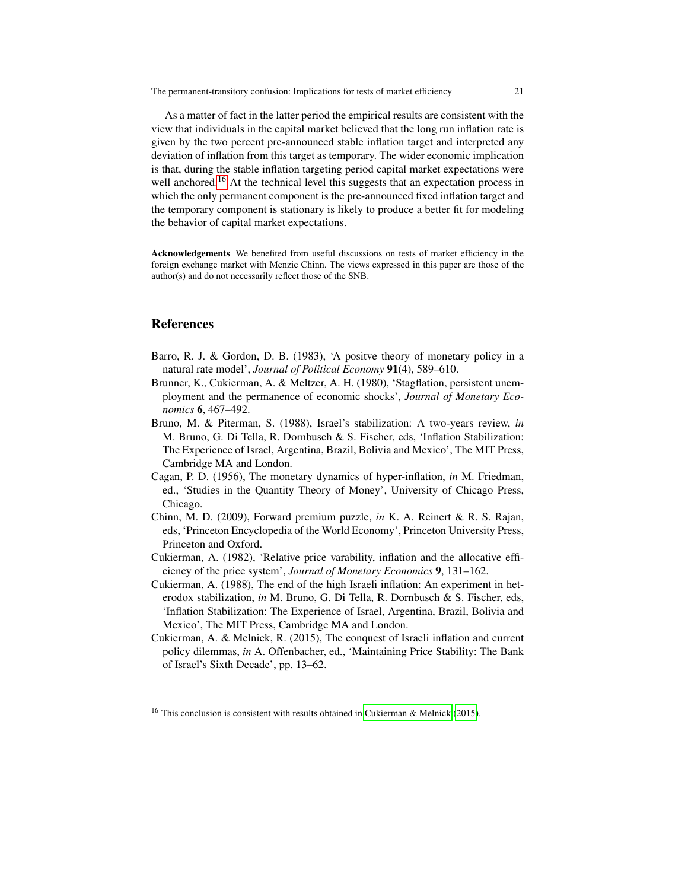As a matter of fact in the latter period the empirical results are consistent with the view that individuals in the capital market believed that the long run inflation rate is given by the two percent pre-announced stable inflation target and interpreted any deviation of inflation from this target as temporary. The wider economic implication is that, during the stable inflation targeting period capital market expectations were well anchored.[16] At the technical level this suggests that an expectation process in which the only permanent component is the pre-announced fixed inflation target and the temporary component is stationary is likely to produce a better fit for modeling the behavior of capital market expectations.

**Acknowledgements** We benefited from useful discussions on tests of market efficiency in the foreign exchange market with Menzie Chinn. The views expressed in this paper are those of the author(s) and do not necessarily reflect those of the SNB.

## References

Barro, R. J. & Gordon, D. B. (1983), 'A positve theory of monetary policy in a natural rate model', *Journal of Political Economy* **91**(4), 589–610.

Brunner, K., Cukierman, A. & Meltzer, A. H. (1980), 'Stagflation, persistent unemployment and the permanence of economic shocks', *Journal of Monetary Economics* **6**, 467–492.

Bruno, M. & Piterman, S. (1988), Israel's stabilization: A two-years review, *in* M. Bruno, G. Di Tella, R. Dornbusch & S. Fischer, eds, 'Inflation Stabilization: The Experience of Israel, Argentina, Brazil, Bolivia and Mexico', The MIT Press, Cambridge MA and London.

Cagan, P. D. (1956), The monetary dynamics of hyper-inflation, *in* M. Friedman, ed., 'Studies in the Quantity Theory of Money', University of Chicago Press, Chicago.

Chinn, M. D. (2009), Forward premium puzzle, *in* K. A. Reinert & R. S. Rajan, eds, 'Princeton Encyclopedia of the World Economy', Princeton University Press, Princeton and Oxford.

Cukierman, A. (1982), 'Relative price varability, inflation and the allocative efficiency of the price system', *Journal of Monetary Economics* **9**, 131–162.

Cukierman, A. (1988), The end of the high Israeli inflation: An experiment in heterodox stabilization, *in* M. Bruno, G. Di Tella, R. Dornbusch & S. Fischer, eds, 'Inflation Stabilization: The Experience of Israel, Argentina, Brazil, Bolivia and Mexico', The MIT Press, Cambridge MA and London.

Cukierman, A. & Melnick, R. (2015), The conquest of Israeli inflation and current policy dilemmas, *in* A. Offenbacher, ed., 'Maintaining Price Stability: The Bank of Israel's Sixth Decade', pp. 13–62.

[16] This conclusion is consistent with results obtained in Cukierman & Melnick (2015).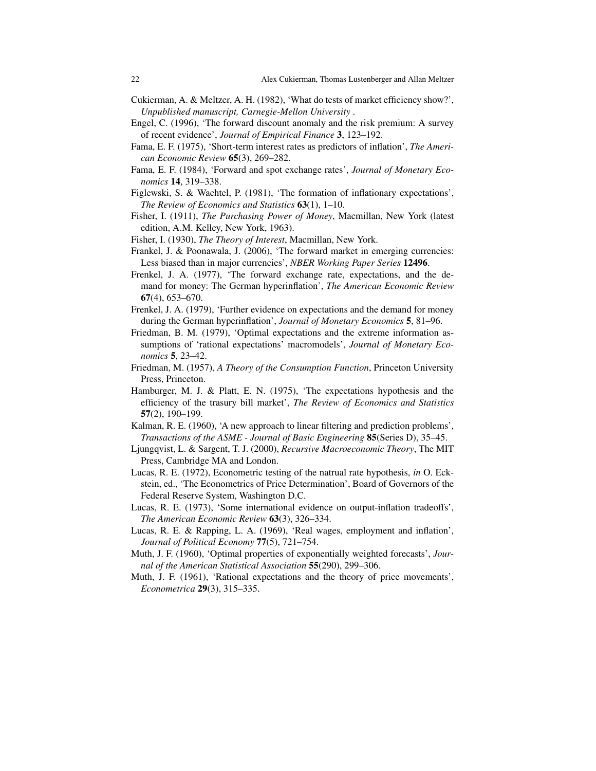Cukierman, A. & Meltzer, A. H. (1982), 'What do tests of market efficiency show?', *Unpublished manuscript, Carnegie-Mellon University* .

Engel, C. (1996), 'The forward discount anomaly and the risk premium: A survey of recent evidence', *Journal of Empirical Finance* **3**, 123–192.

Fama, E. F. (1975), 'Short-term interest rates as predictors of inflation', *The American Economic Review* **65**(3), 269–282.

Fama, E. F. (1984), 'Forward and spot exchange rates', *Journal of Monetary Economics* **14**, 319–338.

Figlewski, S. & Wachtel, P. (1981), 'The formation of inflationary expectations', *The Review of Economics and Statistics* **63**(1), 1–10.

Fisher, I. (1911), *The Purchasing Power of Money*, Macmillan, New York (latest edition, A.M. Kelley, New York, 1963).

Fisher, I. (1930), *The Theory of Interest*, Macmillan, New York.

Frankel, J. & Poonawala, J. (2006), 'The forward market in emerging currencies: Less biased than in major currencies', *NBER Working Paper Series* **12496**.

Frenkel, J. A. (1977), 'The forward exchange rate, expectations, and the demand for money: The German hyperinflation', *The American Economic Review* **67**(4), 653–670.

Frenkel, J. A. (1979), 'Further evidence on expectations and the demand for money during the German hyperinflation', *Journal of Monetary Economics* **5**, 81–96.

Friedman, B. M. (1979), 'Optimal expectations and the extreme information assumptions of 'rational expectations' macromodels', *Journal of Monetary Economics* **5**, 23–42.

Friedman, M. (1957), *A Theory of the Consumption Function*, Princeton University Press, Princeton.

Hamburger, M. J. & Platt, E. N. (1975), 'The expectations hypothesis and the efficiency of the trasury bill market', *The Review of Economics and Statistics* **57**(2), 190–199.

Kalman, R. E. (1960), 'A new approach to linear filtering and prediction problems', *Transactions of the ASME - Journal of Basic Engineering* **85**(Series D), 35–45.

Ljungqvist, L. & Sargent, T. J. (2000), *Recursive Macroeconomic Theory*, The MIT Press, Cambridge MA and London.

Lucas, R. E. (1972), Econometric testing of the natrual rate hypothesis, *in* O. Eckstein, ed., 'The Econometrics of Price Determination', Board of Governors of the Federal Reserve System, Washington D.C.

Lucas, R. E. (1973), 'Some international evidence on output-inflation tradeoffs', *The American Economic Review* **63**(3), 326–334.

Lucas, R. E. & Rapping, L. A. (1969), 'Real wages, employment and inflation', *Journal of Political Economy* **77**(5), 721–754.

Muth, J. F. (1960), 'Optimal properties of exponentially weighted forecasts', *Journal of the American Statistical Association* **55**(290), 299–306.

Muth, J. F. (1961), 'Rational expectations and the theory of price movements', *Econometrica* **29**(3), 315–335.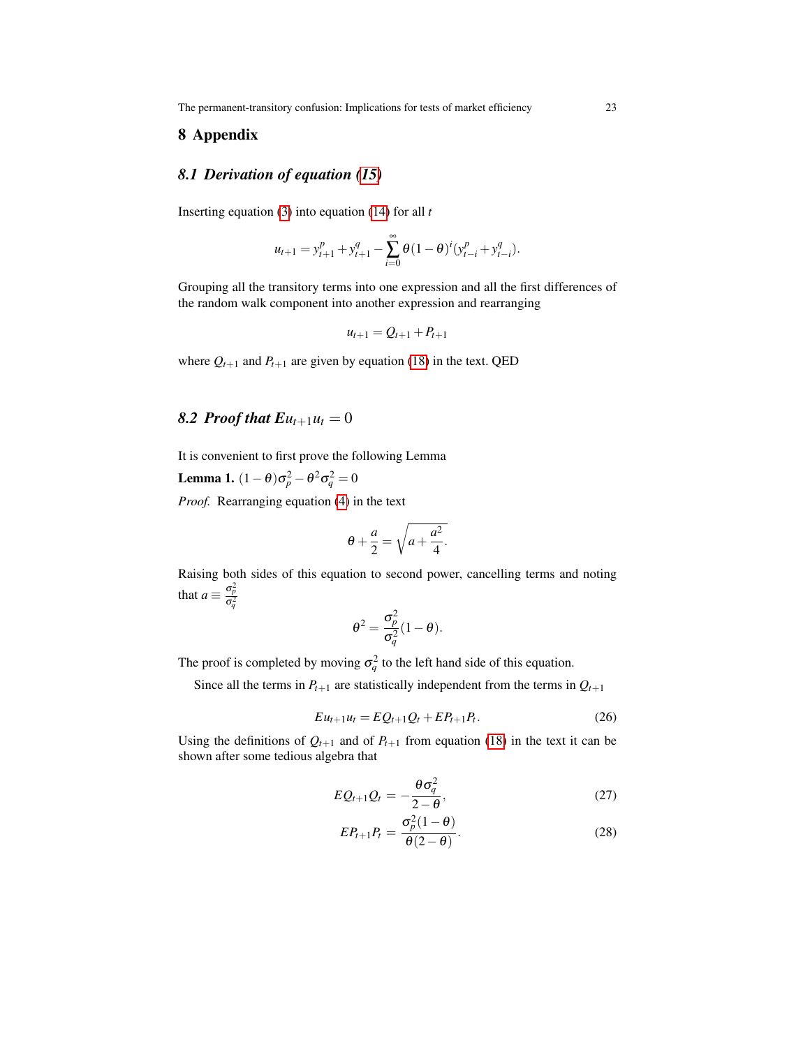# 8 Appendix

## 8.1 Derivation of equation (15)

Inserting equation (3) into equation (14) for all $t$

$$u_{t+1} = y^p_{t+1} + y^q_{t+1} - \sum_{i=0}^{\infty} \theta(1-\theta)^i (y^p_{t-i} + y^q_{t-i}).$$

Grouping all the transitory terms into one expression and all the first differences of the random walk component into another expression and rearranging

$$u_{t+1} = Q_{t+1} + P_{t+1}$$

where $Q_{t+1}$ and $P_{t+1}$ are given by equation (18) in the text. QED

## 8.2 Proof that $Eu_{t+1}u_t = 0$

It is convenient to first prove the following Lemma

**Lemma 1.** $(1-\theta)\sigma_p^2 - \theta^2\sigma_q^2 = 0$

*Proof.* Rearranging equation (4) in the text

$$\theta + \frac{a}{2} = \sqrt{a + \frac{a^2}{4}}.$$

Raising both sides of this equation to second power, cancelling terms and noting that $a \equiv \frac{\sigma_p^2}{\sigma_q^2}$

$$\theta^2 = \frac{\sigma_p^2}{\sigma_q^2}(1-\theta).$$

The proof is completed by moving $\sigma_q^2$ to the left hand side of this equation.

Since all the terms in $P_{t+1}$ are statistically independent from the terms in $Q_{t+1}$

$$Eu_{t+1}u_t = EQ_{t+1}Q_t + EP_{t+1}P_t. \tag{26}$$

Using the definitions of $Q_{t+1}$ and of $P_{t+1}$ from equation (18) in the text it can be shown after some tedious algebra that

$$EQ_{t+1}Q_t = -\frac{\theta\sigma_q^2}{2-\theta}, \tag{27}$$

$$EP_{t+1}P_t = \frac{\sigma_p^2(1-\theta)}{\theta(2-\theta)}. \tag{28}$$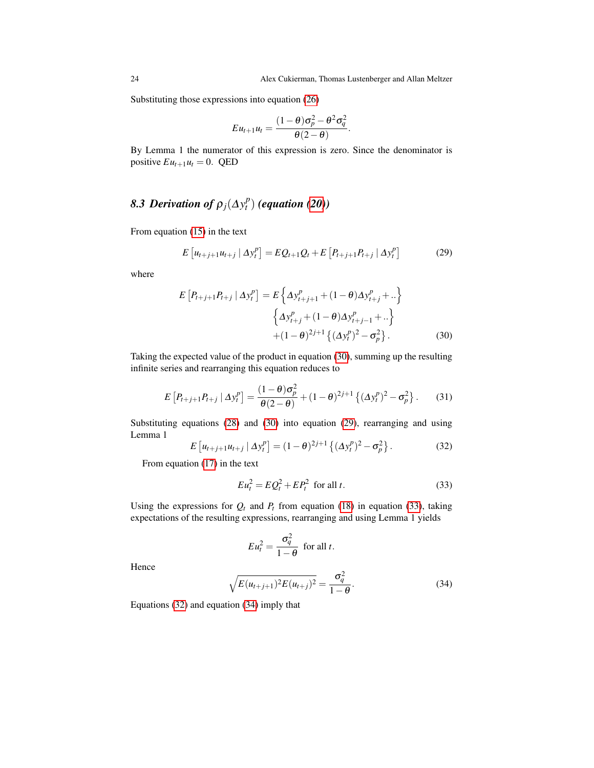Substituting those expressions into equation (26)

$$Eu_{t+1}u_t = \frac{(1-\theta)\sigma_p^2 - \theta^2\sigma_q^2}{\theta(2-\theta)}.$$

By Lemma 1 the numerator of this expression is zero. Since the denominator is positive $Eu_{t+1}u_t = 0$. QED

### 8.3 Derivation of $\rho_j(\Delta y_t^p)$ (equation (20))

From equation (15) in the text

$$E\left[u_{t+j+1}u_{t+j} \mid \Delta y_t^p\right] = EQ_{t+1}Q_t + E\left[P_{t+j+1}P_{t+j} \mid \Delta y_t^p\right] \tag{29}$$

where

$$\begin{aligned} E\left[P_{t+j+1}P_{t+j} \mid \Delta y_t^p\right] = E&\left\{\Delta y_{t+j+1}^p + (1-\theta)\Delta y_{t+j}^p + ..\right\} \\ &\left\{\Delta y_{t+j}^p + (1-\theta)\Delta y_{t+j-1}^p + ..\right\} \\ &+ (1-\theta)^{2j+1}\left\{(\Delta y_t^p)^2 - \sigma_p^2\right\}. \end{aligned} \tag{30}$$

Taking the expected value of the product in equation (30), summing up the resulting infinite series and rearranging this equation reduces to

$$E\left[P_{t+j+1}P_{t+j} \mid \Delta y_t^p\right] = \frac{(1-\theta)\sigma_p^2}{\theta(2-\theta)} + (1-\theta)^{2j+1}\left\{(\Delta y_t^p)^2 - \sigma_p^2\right\}. \tag{31}$$

Substituting equations (28) and (30) into equation (29), rearranging and using Lemma 1

$$E\left[u_{t+j+1}u_{t+j} \mid \Delta y_t^p\right] = (1-\theta)^{2j+1}\left\{(\Delta y_t^p)^2 - \sigma_p^2\right\}. \tag{32}$$

From equation (17) in the text

$$Eu_t^2 = EQ_t^2 + EP_t^2 \text{ for all } t. \tag{33}$$

Using the expressions for $Q_t$ and $P_t$ from equation (18) in equation (33), taking expectations of the resulting expressions, rearranging and using Lemma 1 yields

$$Eu_t^2 = \frac{\sigma_q^2}{1-\theta} \text{ for all } t.$$

Hence

$$\sqrt{E(u_{t+j+1})^2 E(u_{t+j})^2} = \frac{\sigma_q^2}{1-\theta}. \tag{34}$$

Equations (32) and equation (34) imply that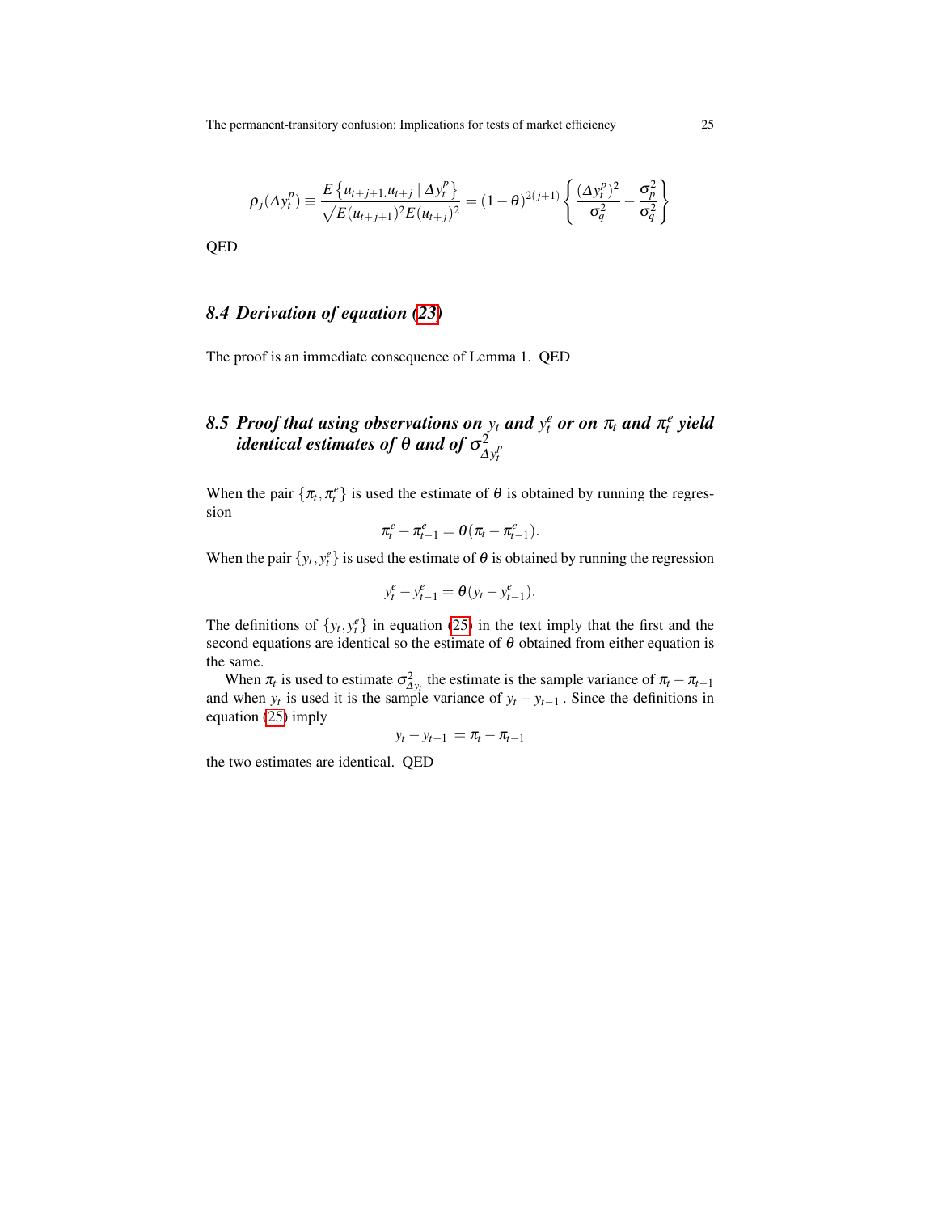$$\rho_j(\Delta y_t^p) \equiv \frac{E\left\{u_{t+j+1}.u_{t+j} \mid \Delta y_t^p\right\}}{\sqrt{E(u_{t+j+1})^2 E(u_{t+j})^2}} = (1-\theta)^{2(j+1)} \left\{ \frac{(\Delta y_t^p)^2}{\sigma_q^2} - \frac{\sigma_p^2}{\sigma_q^2} \right\}$$

QED

### 8.4 Derivation of equation (23)

The proof is an immediate consequence of Lemma 1. QED

### 8.5 Proof that using observations on $y_t$ and $y_t^e$ or on $\pi_t$ and $\pi_t^e$ yield identical estimates of $\theta$ and of $\sigma^2_{\Delta y_t^p}$

When the pair $\{\pi_t, \pi_t^e\}$ is used the estimate of $\theta$ is obtained by running the regression

$$\pi_t^e - \pi_{t-1}^e = \theta(\pi_t - \pi_{t-1}^e).$$

When the pair $\{y_t, y_t^e\}$ is used the estimate of $\theta$ is obtained by running the regression

$$y_t^e - y_{t-1}^e = \theta(y_t - y_{t-1}^e).$$

The definitions of $\{y_t, y_t^e\}$ in equation (25) in the text imply that the first and the second equations are identical so the estimate of $\theta$ obtained from either equation is the same.

When $\pi_t$ is used to estimate $\sigma^2_{\Delta y_t}$ the estimate is the sample variance of $\pi_t - \pi_{t-1}$ and when $y_t$ is used it is the sample variance of $y_t - y_{t-1}$. Since the definitions in equation (25) imply

$$y_t - y_{t-1} = \pi_t - \pi_{t-1}$$

the two estimates are identical. QED